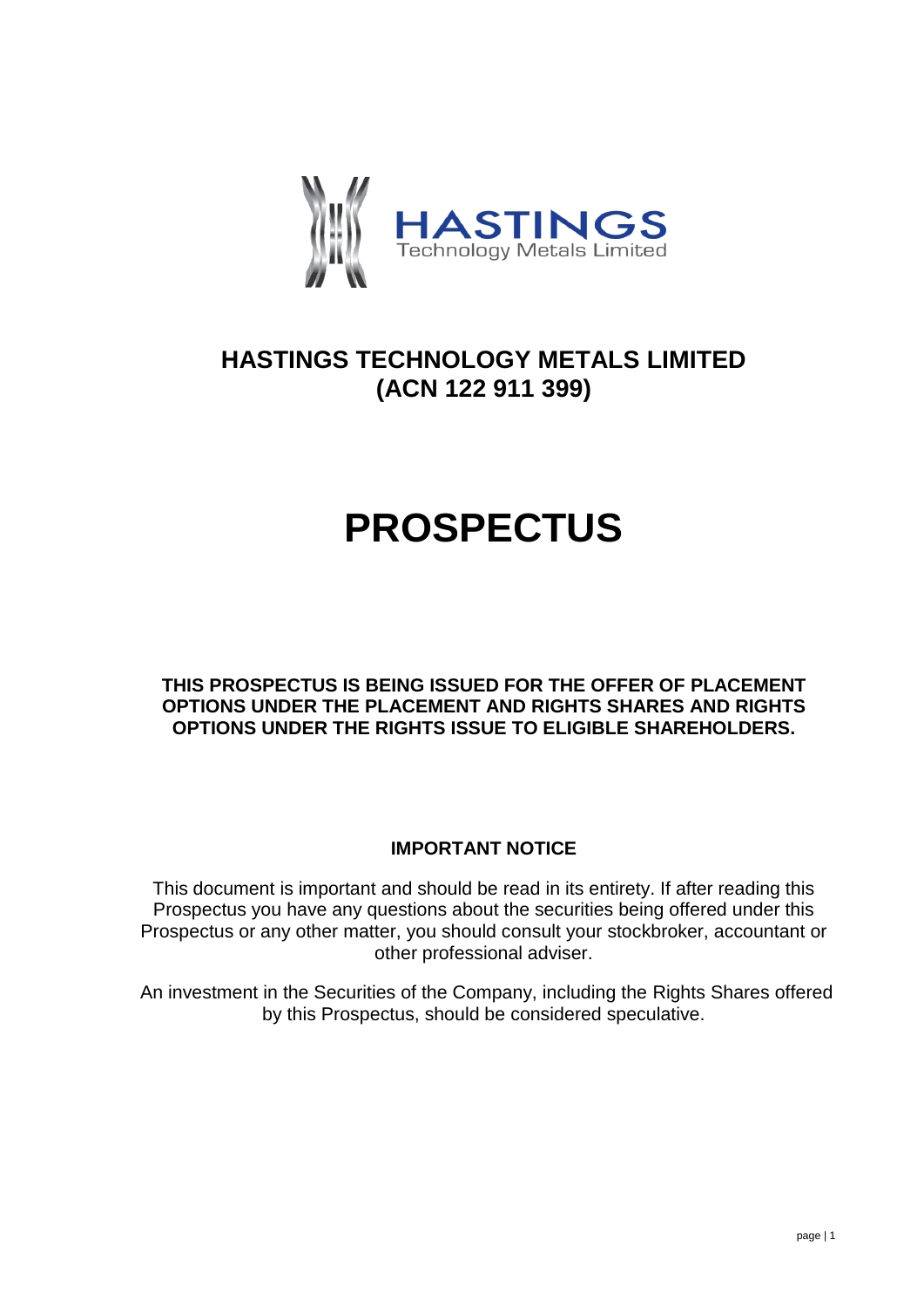# HASTINGS TECHNOLOGY METALS LIMITED
# (ACN 122 911 399)

# PROSPECTUS

**THIS PROSPECTUS IS BEING ISSUED FOR THE OFFER OF PLACEMENT OPTIONS UNDER THE PLACEMENT AND RIGHTS SHARES AND RIGHTS OPTIONS UNDER THE RIGHTS ISSUE TO ELIGIBLE SHAREHOLDERS.**

**IMPORTANT NOTICE**

This document is important and should be read in its entirety. If after reading this Prospectus you have any questions about the securities being offered under this Prospectus or any other matter, you should consult your stockbroker, accountant or other professional adviser.

An investment in the Securities of the Company, including the Rights Shares offered by this Prospectus, should be considered speculative.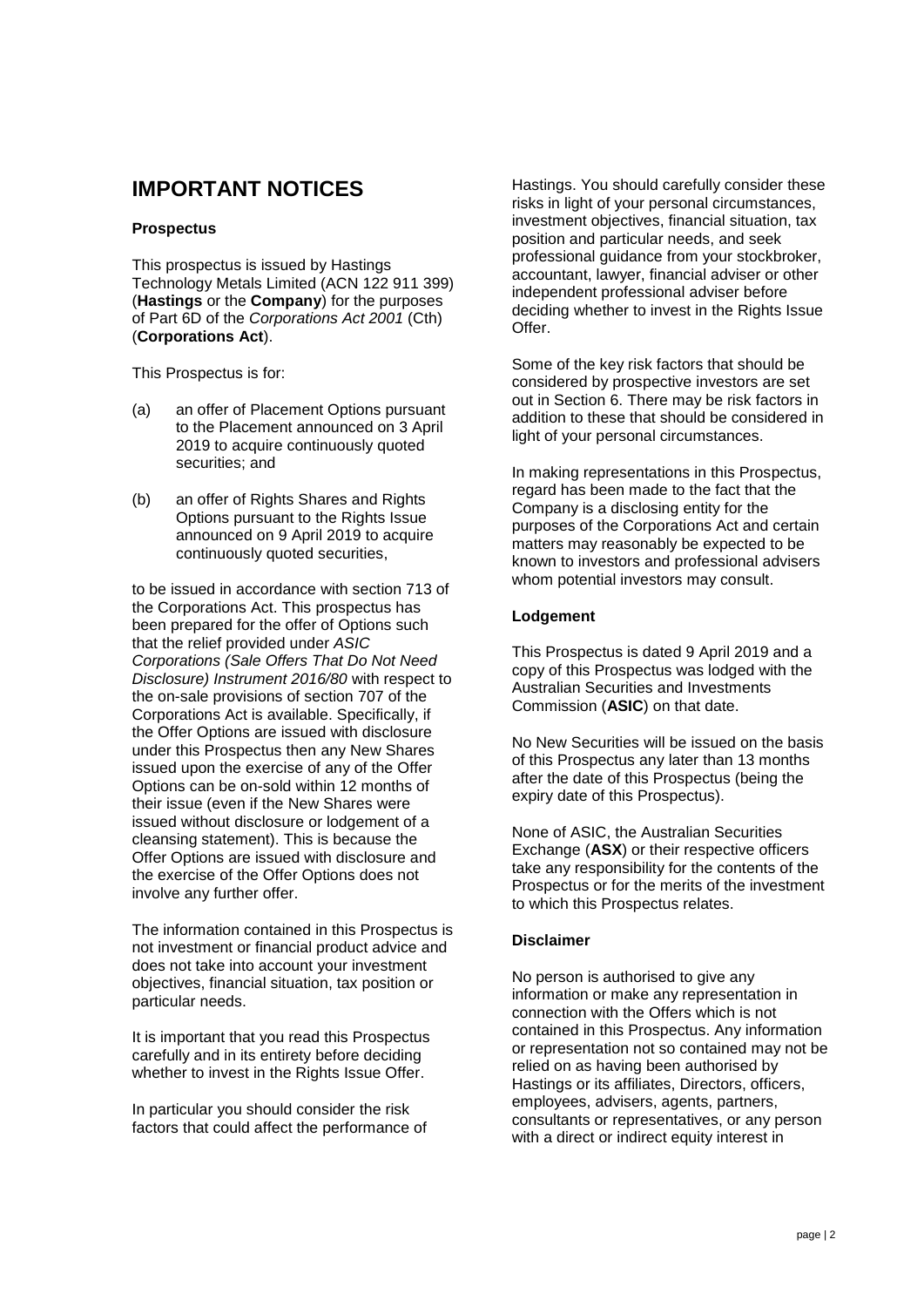# IMPORTANT NOTICES

### Prospectus

This prospectus is issued by Hastings Technology Metals Limited (ACN 122 911 399) (**Hastings** or the **Company**) for the purposes of Part 6D of the *Corporations Act 2001* (Cth) (**Corporations Act**).

This Prospectus is for:

(a) an offer of Placement Options pursuant to the Placement announced on 3 April 2019 to acquire continuously quoted securities; and

(b) an offer of Rights Shares and Rights Options pursuant to the Rights Issue announced on 9 April 2019 to acquire continuously quoted securities,

to be issued in accordance with section 713 of the Corporations Act. This prospectus has been prepared for the offer of Options such that the relief provided under *ASIC Corporations (Sale Offers That Do Not Need Disclosure) Instrument 2016/80* with respect to the on-sale provisions of section 707 of the Corporations Act is available. Specifically, if the Offer Options are issued with disclosure under this Prospectus then any New Shares issued upon the exercise of any of the Offer Options can be on-sold within 12 months of their issue (even if the New Shares were issued without disclosure or lodgement of a cleansing statement). This is because the Offer Options are issued with disclosure and the exercise of the Offer Options does not involve any further offer.

The information contained in this Prospectus is not investment or financial product advice and does not take into account your investment objectives, financial situation, tax position or particular needs.

It is important that you read this Prospectus carefully and in its entirety before deciding whether to invest in the Rights Issue Offer.

In particular you should consider the risk factors that could affect the performance of Hastings. You should carefully consider these risks in light of your personal circumstances, investment objectives, financial situation, tax position and particular needs, and seek professional guidance from your stockbroker, accountant, lawyer, financial adviser or other independent professional adviser before deciding whether to invest in the Rights Issue Offer.

Some of the key risk factors that should be considered by prospective investors are set out in Section 6. There may be risk factors in addition to these that should be considered in light of your personal circumstances.

In making representations in this Prospectus, regard has been made to the fact that the Company is a disclosing entity for the purposes of the Corporations Act and certain matters may reasonably be expected to be known to investors and professional advisers whom potential investors may consult.

### Lodgement

This Prospectus is dated 9 April 2019 and a copy of this Prospectus was lodged with the Australian Securities and Investments Commission (**ASIC**) on that date.

No New Securities will be issued on the basis of this Prospectus any later than 13 months after the date of this Prospectus (being the expiry date of this Prospectus).

None of ASIC, the Australian Securities Exchange (**ASX**) or their respective officers take any responsibility for the contents of the Prospectus or for the merits of the investment to which this Prospectus relates.

### Disclaimer

No person is authorised to give any information or make any representation in connection with the Offers which is not contained in this Prospectus. Any information or representation not so contained may not be relied on as having been authorised by Hastings or its affiliates, Directors, officers, employees, advisers, agents, partners, consultants or representatives, or any person with a direct or indirect equity interest in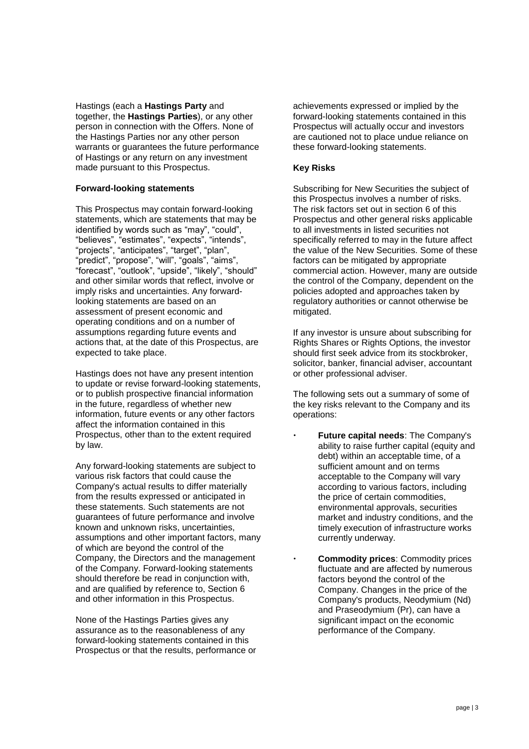Hastings (each a **Hastings Party** and together, the **Hastings Parties**), or any other person in connection with the Offers. None of the Hastings Parties nor any other person warrants or guarantees the future performance of Hastings or any return on any investment made pursuant to this Prospectus.

**Forward-looking statements**

This Prospectus may contain forward-looking statements, which are statements that may be identified by words such as "may", "could", "believes", "estimates", "expects", "intends", "projects", "anticipates", "target", "plan", "predict", "propose", "will", "goals", "aims", "forecast", "outlook", "upside", "likely", "should" and other similar words that reflect, involve or imply risks and uncertainties. Any forward-looking statements are based on an assessment of present economic and operating conditions and on a number of assumptions regarding future events and actions that, at the date of this Prospectus, are expected to take place.

Hastings does not have any present intention to update or revise forward-looking statements, or to publish prospective financial information in the future, regardless of whether new information, future events or any other factors affect the information contained in this Prospectus, other than to the extent required by law.

Any forward-looking statements are subject to various risk factors that could cause the Company's actual results to differ materially from the results expressed or anticipated in these statements. Such statements are not guarantees of future performance and involve known and unknown risks, uncertainties, assumptions and other important factors, many of which are beyond the control of the Company, the Directors and the management of the Company. Forward-looking statements should therefore be read in conjunction with, and are qualified by reference to, Section 6 and other information in this Prospectus.

None of the Hastings Parties gives any assurance as to the reasonableness of any forward-looking statements contained in this Prospectus or that the results, performance or achievements expressed or implied by the forward-looking statements contained in this Prospectus will actually occur and investors are cautioned not to place undue reliance on these forward-looking statements.

**Key Risks**

Subscribing for New Securities the subject of this Prospectus involves a number of risks. The risk factors set out in section 6 of this Prospectus and other general risks applicable to all investments in listed securities not specifically referred to may in the future affect the value of the New Securities. Some of these factors can be mitigated by appropriate commercial action. However, many are outside the control of the Company, dependent on the policies adopted and approaches taken by regulatory authorities or cannot otherwise be mitigated.

If any investor is unsure about subscribing for Rights Shares or Rights Options, the investor should first seek advice from its stockbroker, solicitor, banker, financial adviser, accountant or other professional adviser.

The following sets out a summary of some of the key risks relevant to the Company and its operations:

- **Future capital needs**: The Company's ability to raise further capital (equity and debt) within an acceptable time, of a sufficient amount and on terms acceptable to the Company will vary according to various factors, including the price of certain commodities, environmental approvals, securities market and industry conditions, and the timely execution of infrastructure works currently underway.
- **Commodity prices**: Commodity prices fluctuate and are affected by numerous factors beyond the control of the Company. Changes in the price of the Company's products, Neodymium (Nd) and Praseodymium (Pr), can have a significant impact on the economic performance of the Company.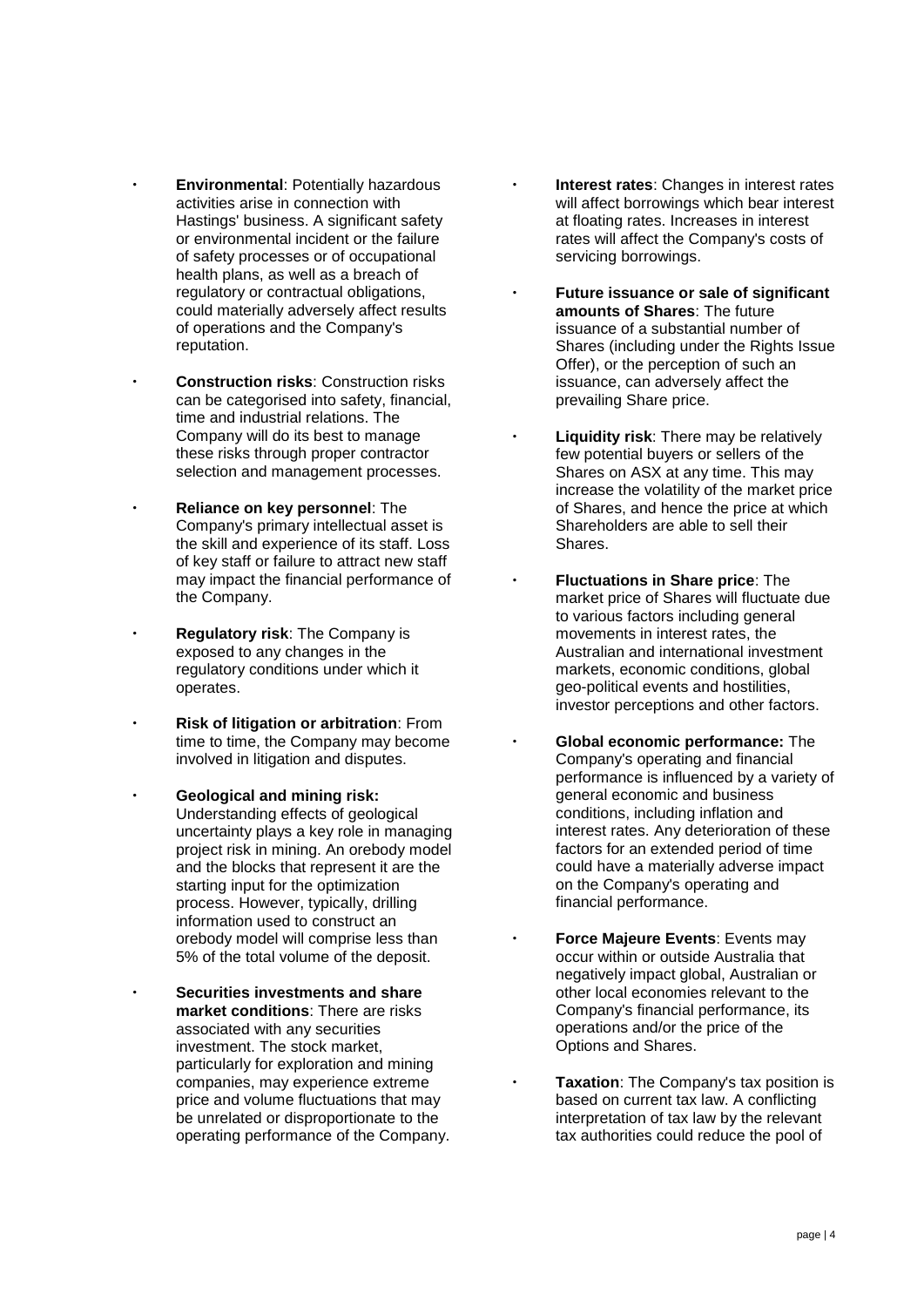- **Environmental**: Potentially hazardous activities arise in connection with Hastings' business. A significant safety or environmental incident or the failure of safety processes or of occupational health plans, as well as a breach of regulatory or contractual obligations, could materially adversely affect results of operations and the Company's reputation.

- **Construction risks**: Construction risks can be categorised into safety, financial, time and industrial relations. The Company will do its best to manage these risks through proper contractor selection and management processes.

- **Reliance on key personnel**: The Company's primary intellectual asset is the skill and experience of its staff. Loss of key staff or failure to attract new staff may impact the financial performance of the Company.

- **Regulatory risk**: The Company is exposed to any changes in the regulatory conditions under which it operates.

- **Risk of litigation or arbitration**: From time to time, the Company may become involved in litigation and disputes.

- **Geological and mining risk:** Understanding effects of geological uncertainty plays a key role in managing project risk in mining. An orebody model and the blocks that represent it are the starting input for the optimization process. However, typically, drilling information used to construct an orebody model will comprise less than 5% of the total volume of the deposit.

- **Securities investments and share market conditions**: There are risks associated with any securities investment. The stock market, particularly for exploration and mining companies, may experience extreme price and volume fluctuations that may be unrelated or disproportionate to the operating performance of the Company.

- **Interest rates**: Changes in interest rates will affect borrowings which bear interest at floating rates. Increases in interest rates will affect the Company's costs of servicing borrowings.

- **Future issuance or sale of significant amounts of Shares**: The future issuance of a substantial number of Shares (including under the Rights Issue Offer), or the perception of such an issuance, can adversely affect the prevailing Share price.

- **Liquidity risk**: There may be relatively few potential buyers or sellers of the Shares on ASX at any time. This may increase the volatility of the market price of Shares, and hence the price at which Shareholders are able to sell their Shares.

- **Fluctuations in Share price**: The market price of Shares will fluctuate due to various factors including general movements in interest rates, the Australian and international investment markets, economic conditions, global geo-political events and hostilities, investor perceptions and other factors.

- **Global economic performance:** The Company's operating and financial performance is influenced by a variety of general economic and business conditions, including inflation and interest rates. Any deterioration of these factors for an extended period of time could have a materially adverse impact on the Company's operating and financial performance.

- **Force Majeure Events**: Events may occur within or outside Australia that negatively impact global, Australian or other local economies relevant to the Company's financial performance, its operations and/or the price of the Options and Shares.

- **Taxation**: The Company's tax position is based on current tax law. A conflicting interpretation of tax law by the relevant tax authorities could reduce the pool of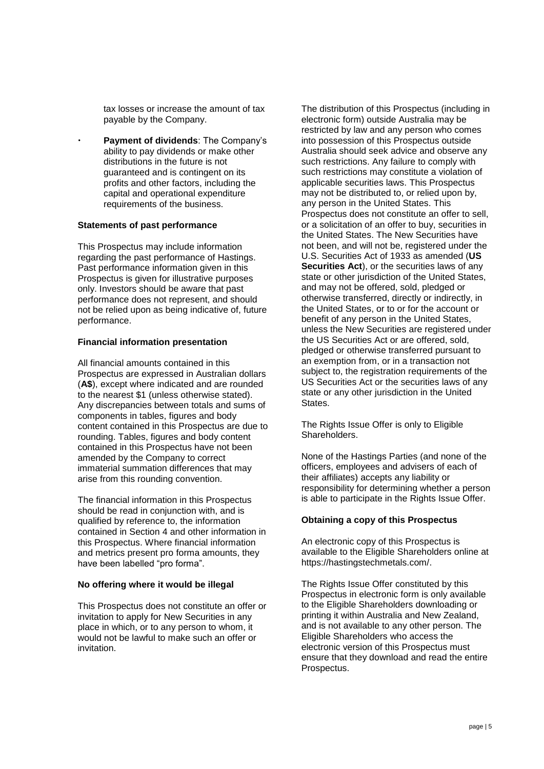tax losses or increase the amount of tax payable by the Company.

- **Payment of dividends**: The Company's ability to pay dividends or make other distributions in the future is not guaranteed and is contingent on its profits and other factors, including the capital and operational expenditure requirements of the business.

**Statements of past performance**

This Prospectus may include information regarding the past performance of Hastings. Past performance information given in this Prospectus is given for illustrative purposes only. Investors should be aware that past performance does not represent, and should not be relied upon as being indicative of, future performance.

**Financial information presentation**

All financial amounts contained in this Prospectus are expressed in Australian dollars (**A$**), except where indicated and are rounded to the nearest $1 (unless otherwise stated). Any discrepancies between totals and sums of components in tables, figures and body content contained in this Prospectus are due to rounding. Tables, figures and body content contained in this Prospectus have not been amended by the Company to correct immaterial summation differences that may arise from this rounding convention.

The financial information in this Prospectus should be read in conjunction with, and is qualified by reference to, the information contained in Section 4 and other information in this Prospectus. Where financial information and metrics present pro forma amounts, they have been labelled "pro forma".

**No offering where it would be illegal**

This Prospectus does not constitute an offer or invitation to apply for New Securities in any place in which, or to any person to whom, it would not be lawful to make such an offer or invitation.

The distribution of this Prospectus (including in electronic form) outside Australia may be restricted by law and any person who comes into possession of this Prospectus outside Australia should seek advice and observe any such restrictions. Any failure to comply with such restrictions may constitute a violation of applicable securities laws. This Prospectus may not be distributed to, or relied upon by, any person in the United States. This Prospectus does not constitute an offer to sell, or a solicitation of an offer to buy, securities in the United States. The New Securities have not been, and will not be, registered under the U.S. Securities Act of 1933 as amended (**US Securities Act**), or the securities laws of any state or other jurisdiction of the United States, and may not be offered, sold, pledged or otherwise transferred, directly or indirectly, in the United States, or to or for the account or benefit of any person in the United States, unless the New Securities are registered under the US Securities Act or are offered, sold, pledged or otherwise transferred pursuant to an exemption from, or in a transaction not subject to, the registration requirements of the US Securities Act or the securities laws of any state or any other jurisdiction in the United States.

The Rights Issue Offer is only to Eligible Shareholders.

None of the Hastings Parties (and none of the officers, employees and advisers of each of their affiliates) accepts any liability or responsibility for determining whether a person is able to participate in the Rights Issue Offer.

**Obtaining a copy of this Prospectus**

An electronic copy of this Prospectus is available to the Eligible Shareholders online at https://hastingstechmetals.com/.

The Rights Issue Offer constituted by this Prospectus in electronic form is only available to the Eligible Shareholders downloading or printing it within Australia and New Zealand, and is not available to any other person. The Eligible Shareholders who access the electronic version of this Prospectus must ensure that they download and read the entire Prospectus.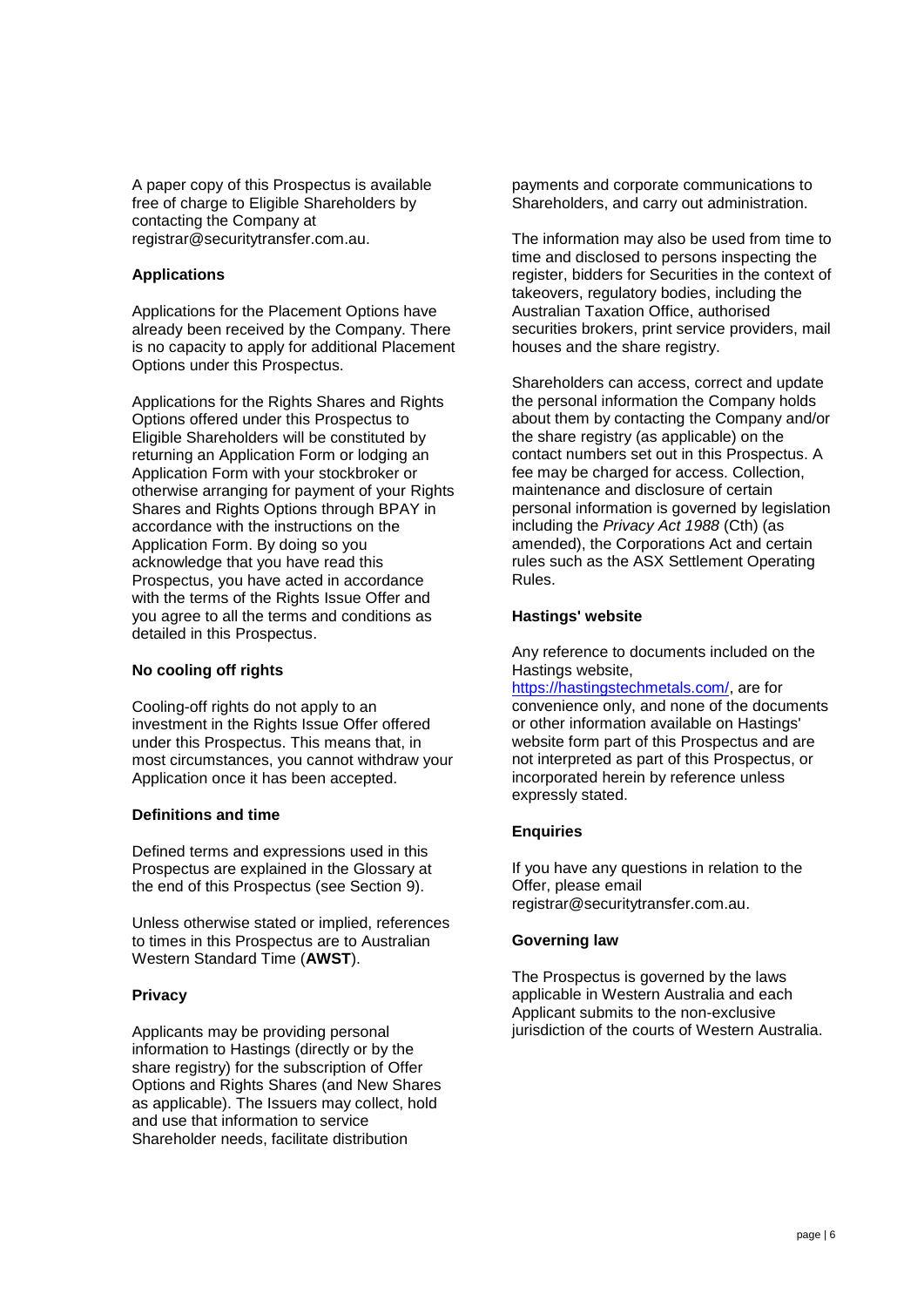A paper copy of this Prospectus is available free of charge to Eligible Shareholders by contacting the Company at registrar@securitytransfer.com.au.

**Applications**

Applications for the Placement Options have already been received by the Company. There is no capacity to apply for additional Placement Options under this Prospectus.

Applications for the Rights Shares and Rights Options offered under this Prospectus to Eligible Shareholders will be constituted by returning an Application Form or lodging an Application Form with your stockbroker or otherwise arranging for payment of your Rights Shares and Rights Options through BPAY in accordance with the instructions on the Application Form. By doing so you acknowledge that you have read this Prospectus, you have acted in accordance with the terms of the Rights Issue Offer and you agree to all the terms and conditions as detailed in this Prospectus.

**No cooling off rights**

Cooling-off rights do not apply to an investment in the Rights Issue Offer offered under this Prospectus. This means that, in most circumstances, you cannot withdraw your Application once it has been accepted.

**Definitions and time**

Defined terms and expressions used in this Prospectus are explained in the Glossary at the end of this Prospectus (see Section 9).

Unless otherwise stated or implied, references to times in this Prospectus are to Australian Western Standard Time (**AWST**).

**Privacy**

Applicants may be providing personal information to Hastings (directly or by the share registry) for the subscription of Offer Options and Rights Shares (and New Shares as applicable). The Issuers may collect, hold and use that information to service Shareholder needs, facilitate distribution payments and corporate communications to Shareholders, and carry out administration.

The information may also be used from time to time and disclosed to persons inspecting the register, bidders for Securities in the context of takeovers, regulatory bodies, including the Australian Taxation Office, authorised securities brokers, print service providers, mail houses and the share registry.

Shareholders can access, correct and update the personal information the Company holds about them by contacting the Company and/or the share registry (as applicable) on the contact numbers set out in this Prospectus. A fee may be charged for access. Collection, maintenance and disclosure of certain personal information is governed by legislation including the *Privacy Act 1988* (Cth) (as amended), the Corporations Act and certain rules such as the ASX Settlement Operating Rules.

**Hastings' website**

Any reference to documents included on the Hastings website, https://hastingstechmetals.com/, are for convenience only, and none of the documents or other information available on Hastings' website form part of this Prospectus and are not interpreted as part of this Prospectus, or incorporated herein by reference unless expressly stated.

**Enquiries**

If you have any questions in relation to the Offer, please email registrar@securitytransfer.com.au.

**Governing law**

The Prospectus is governed by the laws applicable in Western Australia and each Applicant submits to the non-exclusive jurisdiction of the courts of Western Australia.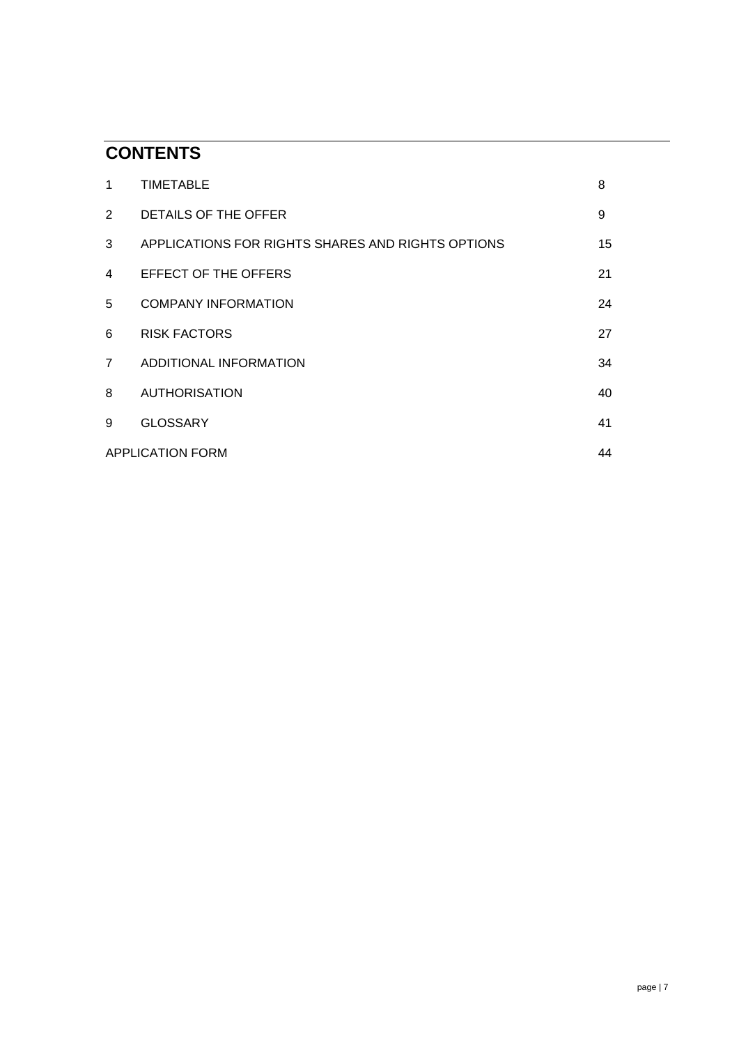# CONTENTS

| | | |
|---|---|---|
| 1 | TIMETABLE | 8 |
| 2 | DETAILS OF THE OFFER | 9 |
| 3 | APPLICATIONS FOR RIGHTS SHARES AND RIGHTS OPTIONS | 15 |
| 4 | EFFECT OF THE OFFERS | 21 |
| 5 | COMPANY INFORMATION | 24 |
| 6 | RISK FACTORS | 27 |
| 7 | ADDITIONAL INFORMATION | 34 |
| 8 | AUTHORISATION | 40 |
| 9 | GLOSSARY | 41 |
| APPLICATION FORM | | 44 |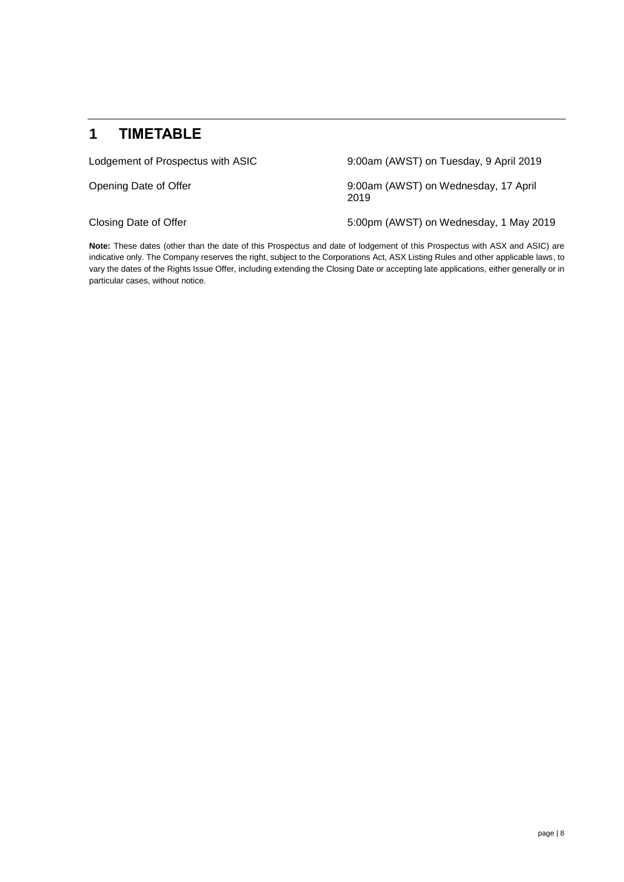# 1 TIMETABLE

| | |
|---|---|
| Lodgement of Prospectus with ASIC | 9:00am (AWST) on Tuesday, 9 April 2019 |
| Opening Date of Offer | 9:00am (AWST) on Wednesday, 17 April 2019 |
| Closing Date of Offer | 5:00pm (AWST) on Wednesday, 1 May 2019 |

**Note:** These dates (other than the date of this Prospectus and date of lodgement of this Prospectus with ASX and ASIC) are indicative only. The Company reserves the right, subject to the Corporations Act, ASX Listing Rules and other applicable laws, to vary the dates of the Rights Issue Offer, including extending the Closing Date or accepting late applications, either generally or in particular cases, without notice.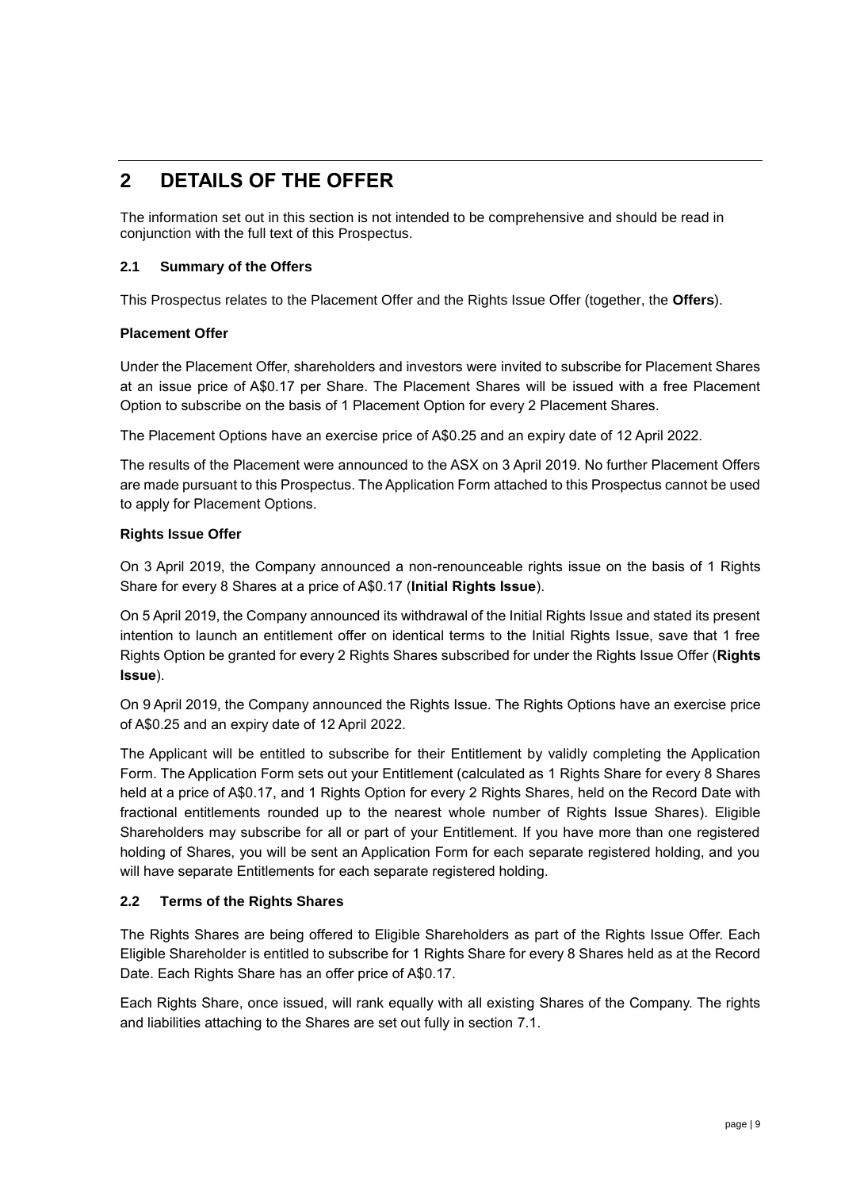# 2 DETAILS OF THE OFFER

The information set out in this section is not intended to be comprehensive and should be read in conjunction with the full text of this Prospectus.

### 2.1 Summary of the Offers

This Prospectus relates to the Placement Offer and the Rights Issue Offer (together, the **Offers**).

**Placement Offer**

Under the Placement Offer, shareholders and investors were invited to subscribe for Placement Shares at an issue price of A$0.17 per Share. The Placement Shares will be issued with a free Placement Option to subscribe on the basis of 1 Placement Option for every 2 Placement Shares.

The Placement Options have an exercise price of A$0.25 and an expiry date of 12 April 2022.

The results of the Placement were announced to the ASX on 3 April 2019. No further Placement Offers are made pursuant to this Prospectus. The Application Form attached to this Prospectus cannot be used to apply for Placement Options.

**Rights Issue Offer**

On 3 April 2019, the Company announced a non-renounceable rights issue on the basis of 1 Rights Share for every 8 Shares at a price of A$0.17 (**Initial Rights Issue**).

On 5 April 2019, the Company announced its withdrawal of the Initial Rights Issue and stated its present intention to launch an entitlement offer on identical terms to the Initial Rights Issue, save that 1 free Rights Option be granted for every 2 Rights Shares subscribed for under the Rights Issue Offer (**Rights Issue**).

On 9 April 2019, the Company announced the Rights Issue. The Rights Options have an exercise price of A$0.25 and an expiry date of 12 April 2022.

The Applicant will be entitled to subscribe for their Entitlement by validly completing the Application Form. The Application Form sets out your Entitlement (calculated as 1 Rights Share for every 8 Shares held at a price of A$0.17, and 1 Rights Option for every 2 Rights Shares, held on the Record Date with fractional entitlements rounded up to the nearest whole number of Rights Issue Shares). Eligible Shareholders may subscribe for all or part of your Entitlement. If you have more than one registered holding of Shares, you will be sent an Application Form for each separate registered holding, and you will have separate Entitlements for each separate registered holding.

### 2.2 Terms of the Rights Shares

The Rights Shares are being offered to Eligible Shareholders as part of the Rights Issue Offer. Each Eligible Shareholder is entitled to subscribe for 1 Rights Share for every 8 Shares held as at the Record Date. Each Rights Share has an offer price of A$0.17.

Each Rights Share, once issued, will rank equally with all existing Shares of the Company. The rights and liabilities attaching to the Shares are set out fully in section 7.1.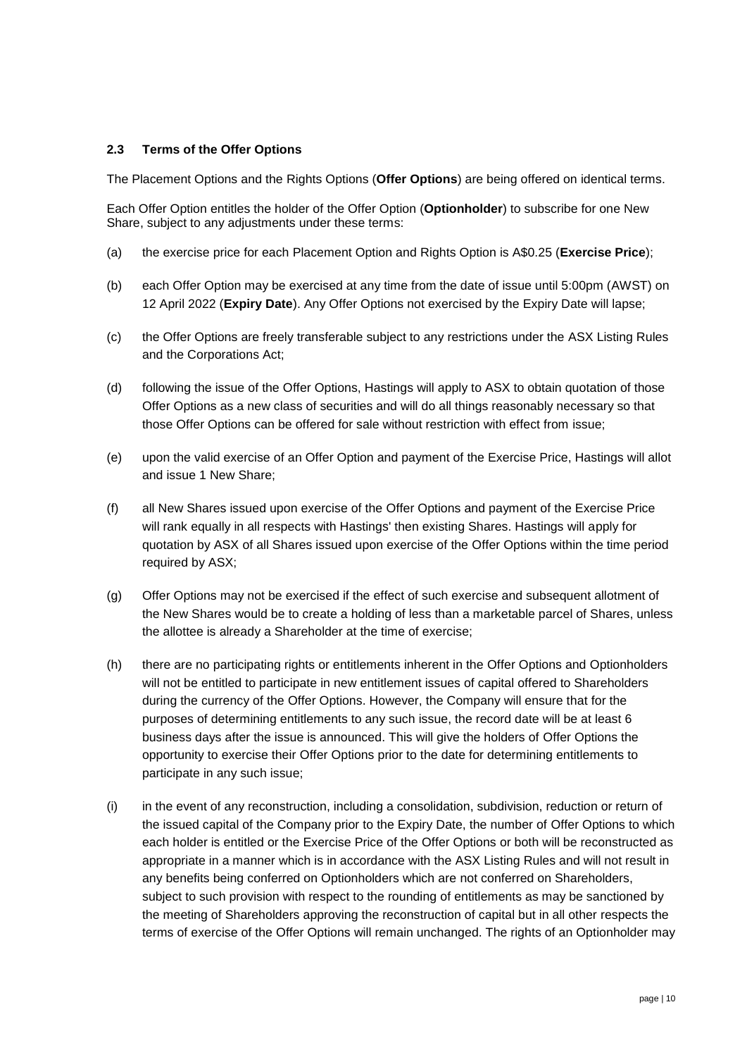### 2.3 Terms of the Offer Options

The Placement Options and the Rights Options (**Offer Options**) are being offered on identical terms.

Each Offer Option entitles the holder of the Offer Option (**Optionholder**) to subscribe for one New Share, subject to any adjustments under these terms:

(a) the exercise price for each Placement Option and Rights Option is A$0.25 (**Exercise Price**);

(b) each Offer Option may be exercised at any time from the date of issue until 5:00pm (AWST) on 12 April 2022 (**Expiry Date**). Any Offer Options not exercised by the Expiry Date will lapse;

(c) the Offer Options are freely transferable subject to any restrictions under the ASX Listing Rules and the Corporations Act;

(d) following the issue of the Offer Options, Hastings will apply to ASX to obtain quotation of those Offer Options as a new class of securities and will do all things reasonably necessary so that those Offer Options can be offered for sale without restriction with effect from issue;

(e) upon the valid exercise of an Offer Option and payment of the Exercise Price, Hastings will allot and issue 1 New Share;

(f) all New Shares issued upon exercise of the Offer Options and payment of the Exercise Price will rank equally in all respects with Hastings' then existing Shares. Hastings will apply for quotation by ASX of all Shares issued upon exercise of the Offer Options within the time period required by ASX;

(g) Offer Options may not be exercised if the effect of such exercise and subsequent allotment of the New Shares would be to create a holding of less than a marketable parcel of Shares, unless the allottee is already a Shareholder at the time of exercise;

(h) there are no participating rights or entitlements inherent in the Offer Options and Optionholders will not be entitled to participate in new entitlement issues of capital offered to Shareholders during the currency of the Offer Options. However, the Company will ensure that for the purposes of determining entitlements to any such issue, the record date will be at least 6 business days after the issue is announced. This will give the holders of Offer Options the opportunity to exercise their Offer Options prior to the date for determining entitlements to participate in any such issue;

(i) in the event of any reconstruction, including a consolidation, subdivision, reduction or return of the issued capital of the Company prior to the Expiry Date, the number of Offer Options to which each holder is entitled or the Exercise Price of the Offer Options or both will be reconstructed as appropriate in a manner which is in accordance with the ASX Listing Rules and will not result in any benefits being conferred on Optionholders which are not conferred on Shareholders, subject to such provision with respect to the rounding of entitlements as may be sanctioned by the meeting of Shareholders approving the reconstruction of capital but in all other respects the terms of exercise of the Offer Options will remain unchanged. The rights of an Optionholder may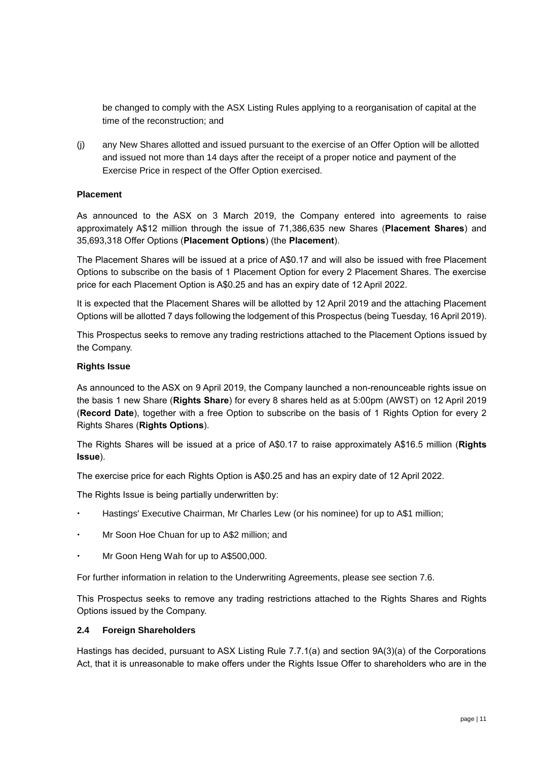be changed to comply with the ASX Listing Rules applying to a reorganisation of capital at the time of the reconstruction; and

(j) any New Shares allotted and issued pursuant to the exercise of an Offer Option will be allotted and issued not more than 14 days after the receipt of a proper notice and payment of the Exercise Price in respect of the Offer Option exercised.

**Placement**

As announced to the ASX on 3 March 2019, the Company entered into agreements to raise approximately A$12 million through the issue of 71,386,635 new Shares (**Placement Shares**) and 35,693,318 Offer Options (**Placement Options**) (the **Placement**).

The Placement Shares will be issued at a price of A$0.17 and will also be issued with free Placement Options to subscribe on the basis of 1 Placement Option for every 2 Placement Shares. The exercise price for each Placement Option is A$0.25 and has an expiry date of 12 April 2022.

It is expected that the Placement Shares will be allotted by 12 April 2019 and the attaching Placement Options will be allotted 7 days following the lodgement of this Prospectus (being Tuesday, 16 April 2019).

This Prospectus seeks to remove any trading restrictions attached to the Placement Options issued by the Company.

**Rights Issue**

As announced to the ASX on 9 April 2019, the Company launched a non-renounceable rights issue on the basis 1 new Share (**Rights Share**) for every 8 shares held as at 5:00pm (AWST) on 12 April 2019 (**Record Date**), together with a free Option to subscribe on the basis of 1 Rights Option for every 2 Rights Shares (**Rights Options**).

The Rights Shares will be issued at a price of A$0.17 to raise approximately A$16.5 million (**Rights Issue**).

The exercise price for each Rights Option is A$0.25 and has an expiry date of 12 April 2022.

The Rights Issue is being partially underwritten by:

- Hastings' Executive Chairman, Mr Charles Lew (or his nominee) for up to A$1 million;
- Mr Soon Hoe Chuan for up to A$2 million; and
- Mr Goon Heng Wah for up to A$500,000.

For further information in relation to the Underwriting Agreements, please see section 7.6.

This Prospectus seeks to remove any trading restrictions attached to the Rights Shares and Rights Options issued by the Company.

### 2.4 Foreign Shareholders

Hastings has decided, pursuant to ASX Listing Rule 7.7.1(a) and section 9A(3)(a) of the Corporations Act, that it is unreasonable to make offers under the Rights Issue Offer to shareholders who are in the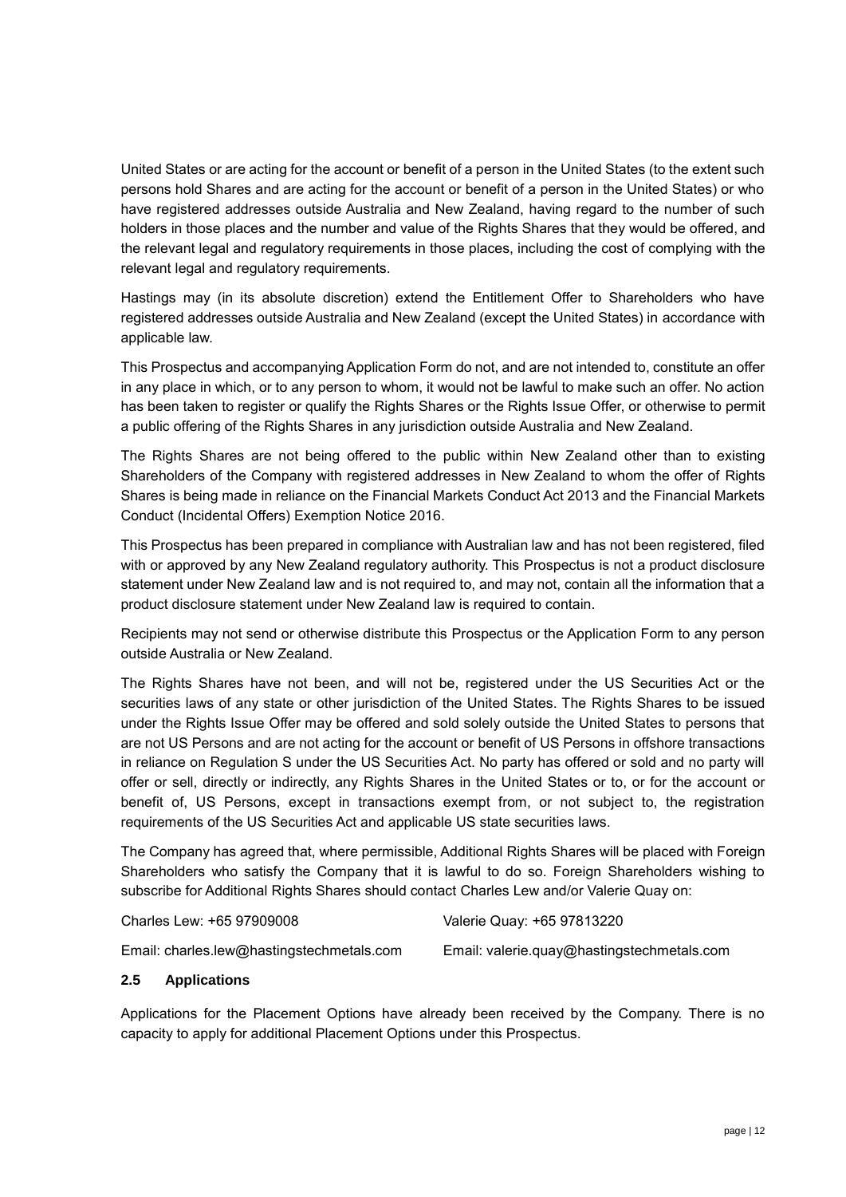United States or are acting for the account or benefit of a person in the United States (to the extent such persons hold Shares and are acting for the account or benefit of a person in the United States) or who have registered addresses outside Australia and New Zealand, having regard to the number of such holders in those places and the number and value of the Rights Shares that they would be offered, and the relevant legal and regulatory requirements in those places, including the cost of complying with the relevant legal and regulatory requirements.

Hastings may (in its absolute discretion) extend the Entitlement Offer to Shareholders who have registered addresses outside Australia and New Zealand (except the United States) in accordance with applicable law.

This Prospectus and accompanying Application Form do not, and are not intended to, constitute an offer in any place in which, or to any person to whom, it would not be lawful to make such an offer. No action has been taken to register or qualify the Rights Shares or the Rights Issue Offer, or otherwise to permit a public offering of the Rights Shares in any jurisdiction outside Australia and New Zealand.

The Rights Shares are not being offered to the public within New Zealand other than to existing Shareholders of the Company with registered addresses in New Zealand to whom the offer of Rights Shares is being made in reliance on the Financial Markets Conduct Act 2013 and the Financial Markets Conduct (Incidental Offers) Exemption Notice 2016.

This Prospectus has been prepared in compliance with Australian law and has not been registered, filed with or approved by any New Zealand regulatory authority. This Prospectus is not a product disclosure statement under New Zealand law and is not required to, and may not, contain all the information that a product disclosure statement under New Zealand law is required to contain.

Recipients may not send or otherwise distribute this Prospectus or the Application Form to any person outside Australia or New Zealand.

The Rights Shares have not been, and will not be, registered under the US Securities Act or the securities laws of any state or other jurisdiction of the United States. The Rights Shares to be issued under the Rights Issue Offer may be offered and sold solely outside the United States to persons that are not US Persons and are not acting for the account or benefit of US Persons in offshore transactions in reliance on Regulation S under the US Securities Act. No party has offered or sold and no party will offer or sell, directly or indirectly, any Rights Shares in the United States or to, or for the account or benefit of, US Persons, except in transactions exempt from, or not subject to, the registration requirements of the US Securities Act and applicable US state securities laws.

The Company has agreed that, where permissible, Additional Rights Shares will be placed with Foreign Shareholders who satisfy the Company that it is lawful to do so. Foreign Shareholders wishing to subscribe for Additional Rights Shares should contact Charles Lew and/or Valerie Quay on:

Charles Lew: +65 97909008

Email: charles.lew@hastingstechmetals.com

Valerie Quay: +65 97813220

Email: valerie.quay@hastingstechmetals.com

### 2.5 Applications

Applications for the Placement Options have already been received by the Company. There is no capacity to apply for additional Placement Options under this Prospectus.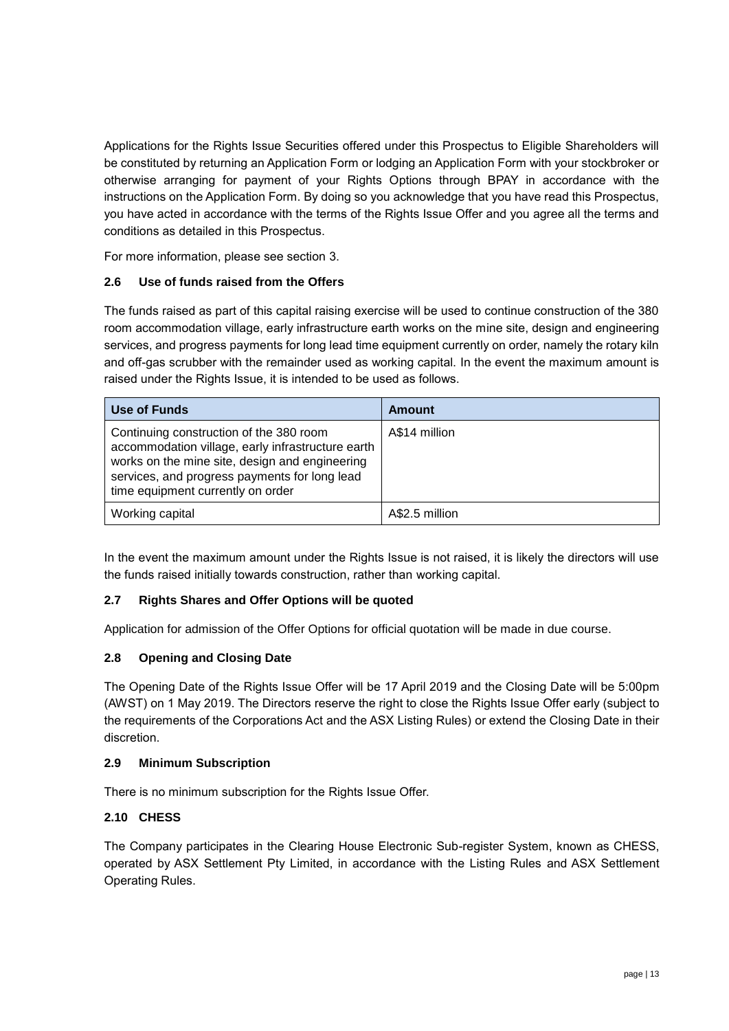Applications for the Rights Issue Securities offered under this Prospectus to Eligible Shareholders will be constituted by returning an Application Form or lodging an Application Form with your stockbroker or otherwise arranging for payment of your Rights Options through BPAY in accordance with the instructions on the Application Form. By doing so you acknowledge that you have read this Prospectus, you have acted in accordance with the terms of the Rights Issue Offer and you agree all the terms and conditions as detailed in this Prospectus.

For more information, please see section 3.

### 2.6 Use of funds raised from the Offers

The funds raised as part of this capital raising exercise will be used to continue construction of the 380 room accommodation village, early infrastructure earth works on the mine site, design and engineering services, and progress payments for long lead time equipment currently on order, namely the rotary kiln and off-gas scrubber with the remainder used as working capital. In the event the maximum amount is raised under the Rights Issue, it is intended to be used as follows.

| Use of Funds | Amount |
|---|---|
| Continuing construction of the 380 room accommodation village, early infrastructure earth works on the mine site, design and engineering services, and progress payments for long lead time equipment currently on order | A$14 million |
| Working capital | A$2.5 million |

In the event the maximum amount under the Rights Issue is not raised, it is likely the directors will use the funds raised initially towards construction, rather than working capital.

### 2.7 Rights Shares and Offer Options will be quoted

Application for admission of the Offer Options for official quotation will be made in due course.

### 2.8 Opening and Closing Date

The Opening Date of the Rights Issue Offer will be 17 April 2019 and the Closing Date will be 5:00pm (AWST) on 1 May 2019. The Directors reserve the right to close the Rights Issue Offer early (subject to the requirements of the Corporations Act and the ASX Listing Rules) or extend the Closing Date in their discretion.

### 2.9 Minimum Subscription

There is no minimum subscription for the Rights Issue Offer.

### 2.10 CHESS

The Company participates in the Clearing House Electronic Sub-register System, known as CHESS, operated by ASX Settlement Pty Limited, in accordance with the Listing Rules and ASX Settlement Operating Rules.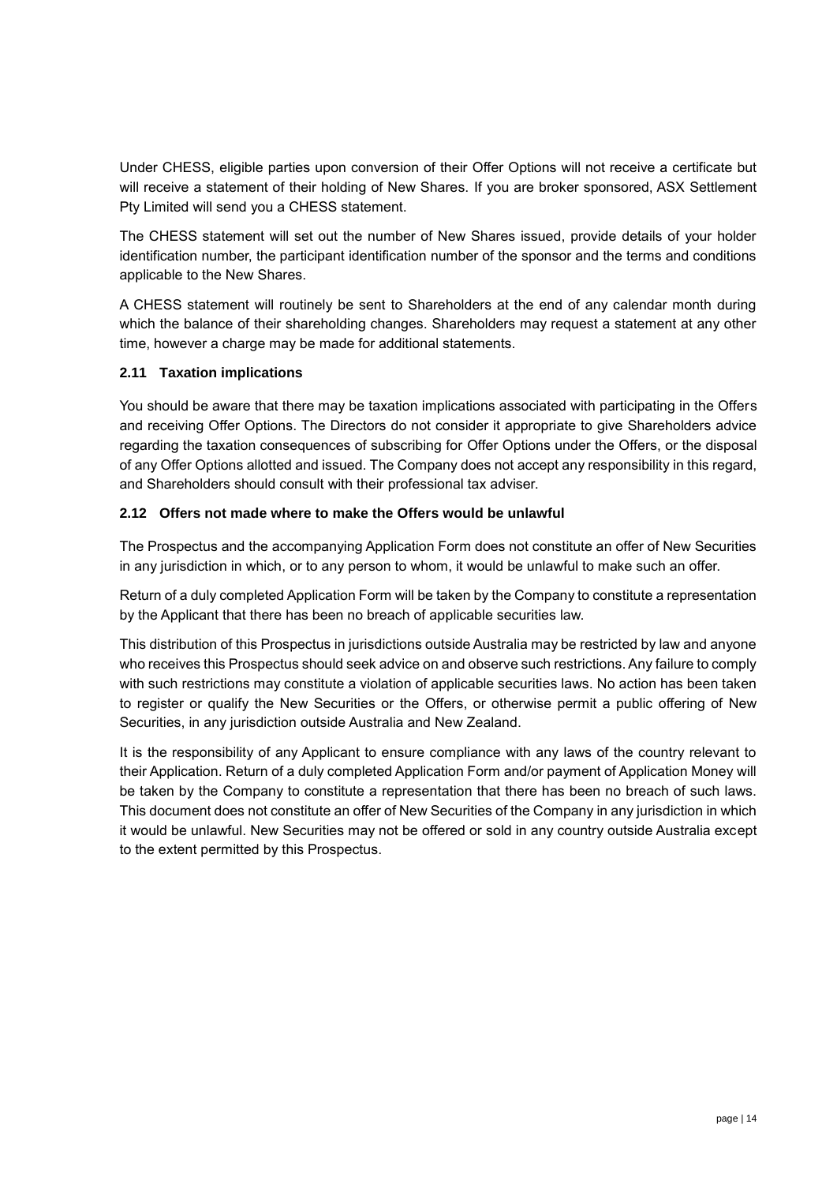Under CHESS, eligible parties upon conversion of their Offer Options will not receive a certificate but will receive a statement of their holding of New Shares. If you are broker sponsored, ASX Settlement Pty Limited will send you a CHESS statement.

The CHESS statement will set out the number of New Shares issued, provide details of your holder identification number, the participant identification number of the sponsor and the terms and conditions applicable to the New Shares.

A CHESS statement will routinely be sent to Shareholders at the end of any calendar month during which the balance of their shareholding changes. Shareholders may request a statement at any other time, however a charge may be made for additional statements.

### 2.11 Taxation implications

You should be aware that there may be taxation implications associated with participating in the Offers and receiving Offer Options. The Directors do not consider it appropriate to give Shareholders advice regarding the taxation consequences of subscribing for Offer Options under the Offers, or the disposal of any Offer Options allotted and issued. The Company does not accept any responsibility in this regard, and Shareholders should consult with their professional tax adviser.

### 2.12 Offers not made where to make the Offers would be unlawful

The Prospectus and the accompanying Application Form does not constitute an offer of New Securities in any jurisdiction in which, or to any person to whom, it would be unlawful to make such an offer.

Return of a duly completed Application Form will be taken by the Company to constitute a representation by the Applicant that there has been no breach of applicable securities law.

This distribution of this Prospectus in jurisdictions outside Australia may be restricted by law and anyone who receives this Prospectus should seek advice on and observe such restrictions. Any failure to comply with such restrictions may constitute a violation of applicable securities laws. No action has been taken to register or qualify the New Securities or the Offers, or otherwise permit a public offering of New Securities, in any jurisdiction outside Australia and New Zealand.

It is the responsibility of any Applicant to ensure compliance with any laws of the country relevant to their Application. Return of a duly completed Application Form and/or payment of Application Money will be taken by the Company to constitute a representation that there has been no breach of such laws. This document does not constitute an offer of New Securities of the Company in any jurisdiction in which it would be unlawful. New Securities may not be offered or sold in any country outside Australia except to the extent permitted by this Prospectus.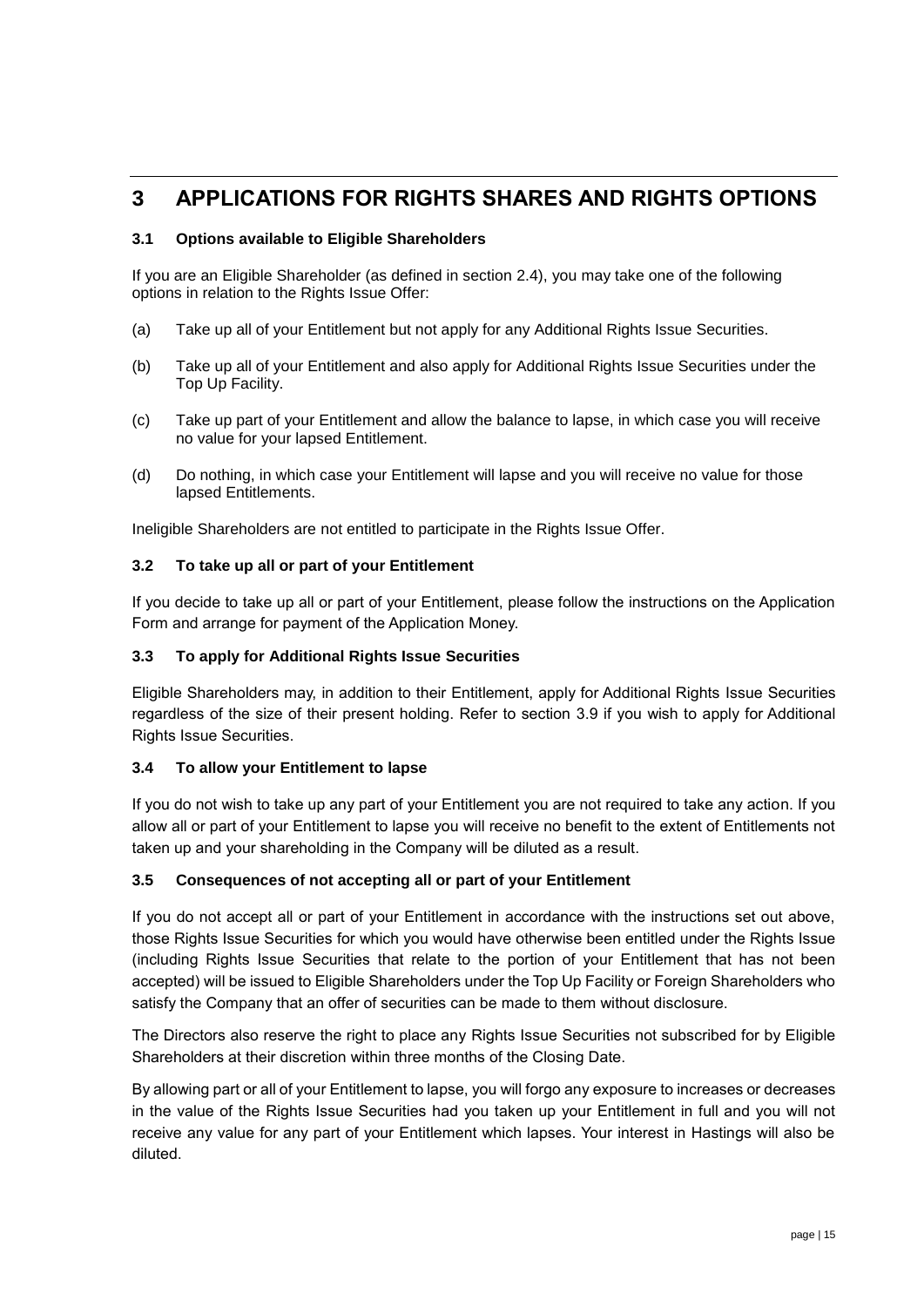# 3 APPLICATIONS FOR RIGHTS SHARES AND RIGHTS OPTIONS

### 3.1 Options available to Eligible Shareholders

If you are an Eligible Shareholder (as defined in section 2.4), you may take one of the following options in relation to the Rights Issue Offer:

(a) Take up all of your Entitlement but not apply for any Additional Rights Issue Securities.

(b) Take up all of your Entitlement and also apply for Additional Rights Issue Securities under the Top Up Facility.

(c) Take up part of your Entitlement and allow the balance to lapse, in which case you will receive no value for your lapsed Entitlement.

(d) Do nothing, in which case your Entitlement will lapse and you will receive no value for those lapsed Entitlements.

Ineligible Shareholders are not entitled to participate in the Rights Issue Offer.

### 3.2 To take up all or part of your Entitlement

If you decide to take up all or part of your Entitlement, please follow the instructions on the Application Form and arrange for payment of the Application Money.

### 3.3 To apply for Additional Rights Issue Securities

Eligible Shareholders may, in addition to their Entitlement, apply for Additional Rights Issue Securities regardless of the size of their present holding. Refer to section 3.9 if you wish to apply for Additional Rights Issue Securities.

### 3.4 To allow your Entitlement to lapse

If you do not wish to take up any part of your Entitlement you are not required to take any action. If you allow all or part of your Entitlement to lapse you will receive no benefit to the extent of Entitlements not taken up and your shareholding in the Company will be diluted as a result.

### 3.5 Consequences of not accepting all or part of your Entitlement

If you do not accept all or part of your Entitlement in accordance with the instructions set out above, those Rights Issue Securities for which you would have otherwise been entitled under the Rights Issue (including Rights Issue Securities that relate to the portion of your Entitlement that has not been accepted) will be issued to Eligible Shareholders under the Top Up Facility or Foreign Shareholders who satisfy the Company that an offer of securities can be made to them without disclosure.

The Directors also reserve the right to place any Rights Issue Securities not subscribed for by Eligible Shareholders at their discretion within three months of the Closing Date.

By allowing part or all of your Entitlement to lapse, you will forgo any exposure to increases or decreases in the value of the Rights Issue Securities had you taken up your Entitlement in full and you will not receive any value for any part of your Entitlement which lapses. Your interest in Hastings will also be diluted.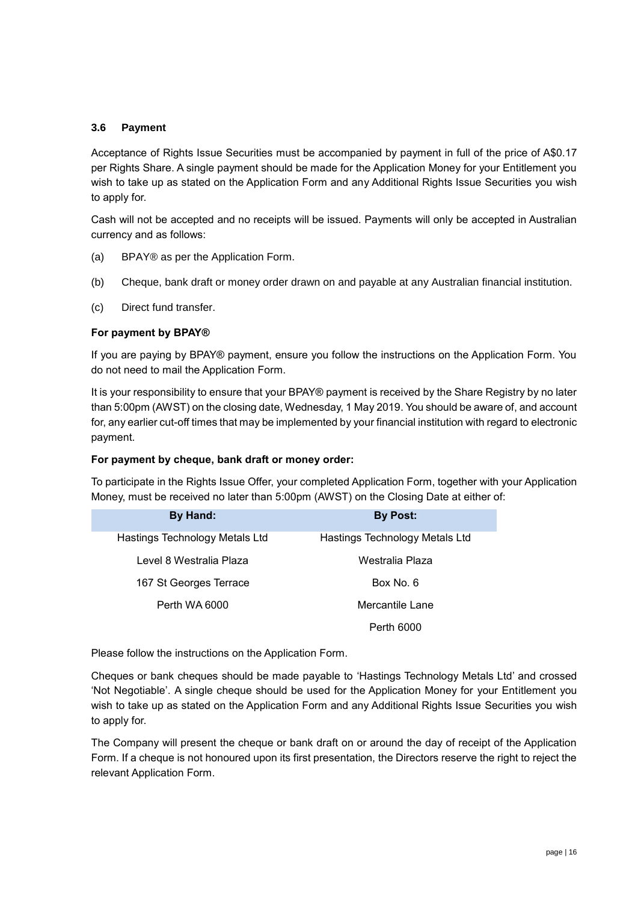### 3.6 Payment

Acceptance of Rights Issue Securities must be accompanied by payment in full of the price of A$0.17 per Rights Share. A single payment should be made for the Application Money for your Entitlement you wish to take up as stated on the Application Form and any Additional Rights Issue Securities you wish to apply for.

Cash will not be accepted and no receipts will be issued. Payments will only be accepted in Australian currency and as follows:

(a) BPAY® as per the Application Form.

(b) Cheque, bank draft or money order drawn on and payable at any Australian financial institution.

(c) Direct fund transfer.

**For payment by BPAY®**

If you are paying by BPAY® payment, ensure you follow the instructions on the Application Form. You do not need to mail the Application Form.

It is your responsibility to ensure that your BPAY® payment is received by the Share Registry by no later than 5:00pm (AWST) on the closing date, Wednesday, 1 May 2019. You should be aware of, and account for, any earlier cut-off times that may be implemented by your financial institution with regard to electronic payment.

**For payment by cheque, bank draft or money order:**

To participate in the Rights Issue Offer, your completed Application Form, together with your Application Money, must be received no later than 5:00pm (AWST) on the Closing Date at either of:

| By Hand: | By Post: |
|---|---|
| Hastings Technology Metals Ltd | Hastings Technology Metals Ltd |
| Level 8 Westralia Plaza | Westralia Plaza |
| 167 St Georges Terrace | Box No. 6 |
| Perth WA 6000 | Mercantile Lane |
| | Perth 6000 |

Please follow the instructions on the Application Form.

Cheques or bank cheques should be made payable to 'Hastings Technology Metals Ltd' and crossed 'Not Negotiable'. A single cheque should be used for the Application Money for your Entitlement you wish to take up as stated on the Application Form and any Additional Rights Issue Securities you wish to apply for.

The Company will present the cheque or bank draft on or around the day of receipt of the Application Form. If a cheque is not honoured upon its first presentation, the Directors reserve the right to reject the relevant Application Form.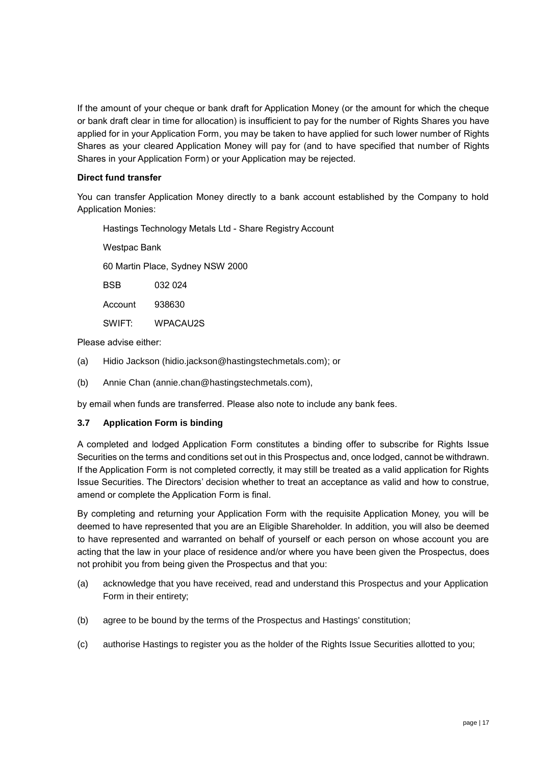If the amount of your cheque or bank draft for Application Money (or the amount for which the cheque or bank draft clear in time for allocation) is insufficient to pay for the number of Rights Shares you have applied for in your Application Form, you may be taken to have applied for such lower number of Rights Shares as your cleared Application Money will pay for (and to have specified that number of Rights Shares in your Application Form) or your Application may be rejected.

**Direct fund transfer**

You can transfer Application Money directly to a bank account established by the Company to hold Application Monies:

Hastings Technology Metals Ltd - Share Registry Account

Westpac Bank

60 Martin Place, Sydney NSW 2000

BSB 032 024

Account 938630

SWIFT: WPACAU2S

Please advise either:

(a) Hidio Jackson (hidio.jackson@hastingstechmetals.com); or

(b) Annie Chan (annie.chan@hastingstechmetals.com),

by email when funds are transferred. Please also note to include any bank fees.

### 3.7 Application Form is binding

A completed and lodged Application Form constitutes a binding offer to subscribe for Rights Issue Securities on the terms and conditions set out in this Prospectus and, once lodged, cannot be withdrawn. If the Application Form is not completed correctly, it may still be treated as a valid application for Rights Issue Securities. The Directors' decision whether to treat an acceptance as valid and how to construe, amend or complete the Application Form is final.

By completing and returning your Application Form with the requisite Application Money, you will be deemed to have represented that you are an Eligible Shareholder. In addition, you will also be deemed to have represented and warranted on behalf of yourself or each person on whose account you are acting that the law in your place of residence and/or where you have been given the Prospectus, does not prohibit you from being given the Prospectus and that you:

(a) acknowledge that you have received, read and understand this Prospectus and your Application Form in their entirety;

(b) agree to be bound by the terms of the Prospectus and Hastings' constitution;

(c) authorise Hastings to register you as the holder of the Rights Issue Securities allotted to you;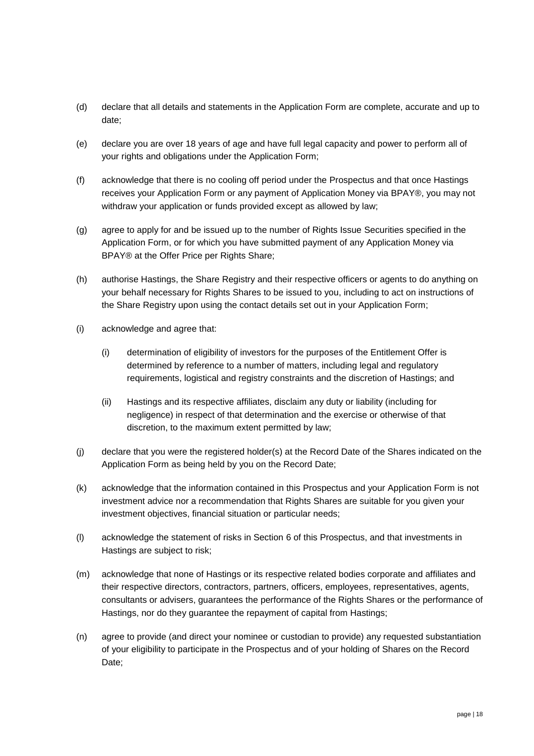(d) declare that all details and statements in the Application Form are complete, accurate and up to date;

(e) declare you are over 18 years of age and have full legal capacity and power to perform all of your rights and obligations under the Application Form;

(f) acknowledge that there is no cooling off period under the Prospectus and that once Hastings receives your Application Form or any payment of Application Money via BPAY®, you may not withdraw your application or funds provided except as allowed by law;

(g) agree to apply for and be issued up to the number of Rights Issue Securities specified in the Application Form, or for which you have submitted payment of any Application Money via BPAY® at the Offer Price per Rights Share;

(h) authorise Hastings, the Share Registry and their respective officers or agents to do anything on your behalf necessary for Rights Shares to be issued to you, including to act on instructions of the Share Registry upon using the contact details set out in your Application Form;

(i) acknowledge and agree that:

  (i) determination of eligibility of investors for the purposes of the Entitlement Offer is determined by reference to a number of matters, including legal and regulatory requirements, logistical and registry constraints and the discretion of Hastings; and

  (ii) Hastings and its respective affiliates, disclaim any duty or liability (including for negligence) in respect of that determination and the exercise or otherwise of that discretion, to the maximum extent permitted by law;

(j) declare that you were the registered holder(s) at the Record Date of the Shares indicated on the Application Form as being held by you on the Record Date;

(k) acknowledge that the information contained in this Prospectus and your Application Form is not investment advice nor a recommendation that Rights Shares are suitable for you given your investment objectives, financial situation or particular needs;

(l) acknowledge the statement of risks in Section 6 of this Prospectus, and that investments in Hastings are subject to risk;

(m) acknowledge that none of Hastings or its respective related bodies corporate and affiliates and their respective directors, contractors, partners, officers, employees, representatives, agents, consultants or advisers, guarantees the performance of the Rights Shares or the performance of Hastings, nor do they guarantee the repayment of capital from Hastings;

(n) agree to provide (and direct your nominee or custodian to provide) any requested substantiation of your eligibility to participate in the Prospectus and of your holding of Shares on the Record Date;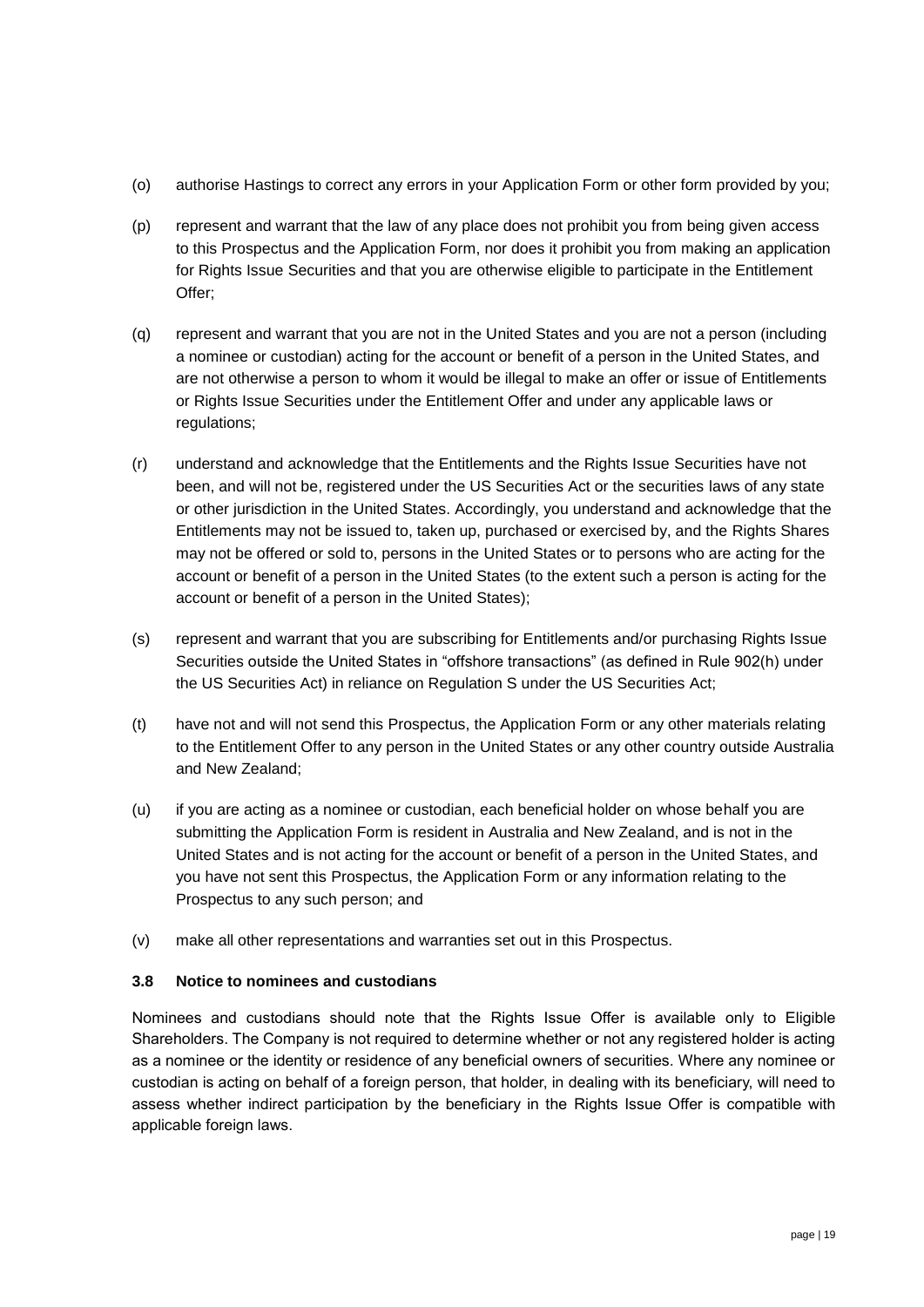(o) authorise Hastings to correct any errors in your Application Form or other form provided by you;

(p) represent and warrant that the law of any place does not prohibit you from being given access to this Prospectus and the Application Form, nor does it prohibit you from making an application for Rights Issue Securities and that you are otherwise eligible to participate in the Entitlement Offer;

(q) represent and warrant that you are not in the United States and you are not a person (including a nominee or custodian) acting for the account or benefit of a person in the United States, and are not otherwise a person to whom it would be illegal to make an offer or issue of Entitlements or Rights Issue Securities under the Entitlement Offer and under any applicable laws or regulations;

(r) understand and acknowledge that the Entitlements and the Rights Issue Securities have not been, and will not be, registered under the US Securities Act or the securities laws of any state or other jurisdiction in the United States. Accordingly, you understand and acknowledge that the Entitlements may not be issued to, taken up, purchased or exercised by, and the Rights Shares may not be offered or sold to, persons in the United States or to persons who are acting for the account or benefit of a person in the United States (to the extent such a person is acting for the account or benefit of a person in the United States);

(s) represent and warrant that you are subscribing for Entitlements and/or purchasing Rights Issue Securities outside the United States in "offshore transactions" (as defined in Rule 902(h) under the US Securities Act) in reliance on Regulation S under the US Securities Act;

(t) have not and will not send this Prospectus, the Application Form or any other materials relating to the Entitlement Offer to any person in the United States or any other country outside Australia and New Zealand;

(u) if you are acting as a nominee or custodian, each beneficial holder on whose behalf you are submitting the Application Form is resident in Australia and New Zealand, and is not in the United States and is not acting for the account or benefit of a person in the United States, and you have not sent this Prospectus, the Application Form or any information relating to the Prospectus to any such person; and

(v) make all other representations and warranties set out in this Prospectus.

### 3.8 Notice to nominees and custodians

Nominees and custodians should note that the Rights Issue Offer is available only to Eligible Shareholders. The Company is not required to determine whether or not any registered holder is acting as a nominee or the identity or residence of any beneficial owners of securities. Where any nominee or custodian is acting on behalf of a foreign person, that holder, in dealing with its beneficiary, will need to assess whether indirect participation by the beneficiary in the Rights Issue Offer is compatible with applicable foreign laws.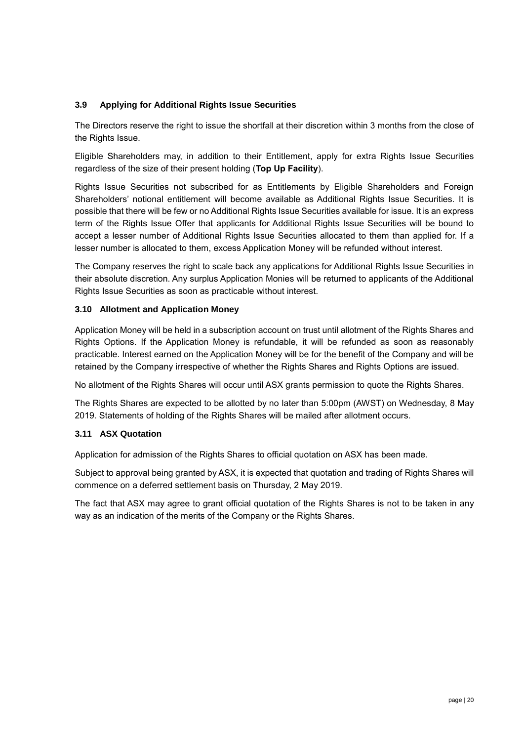### 3.9 Applying for Additional Rights Issue Securities

The Directors reserve the right to issue the shortfall at their discretion within 3 months from the close of the Rights Issue.

Eligible Shareholders may, in addition to their Entitlement, apply for extra Rights Issue Securities regardless of the size of their present holding (**Top Up Facility**).

Rights Issue Securities not subscribed for as Entitlements by Eligible Shareholders and Foreign Shareholders' notional entitlement will become available as Additional Rights Issue Securities. It is possible that there will be few or no Additional Rights Issue Securities available for issue. It is an express term of the Rights Issue Offer that applicants for Additional Rights Issue Securities will be bound to accept a lesser number of Additional Rights Issue Securities allocated to them than applied for. If a lesser number is allocated to them, excess Application Money will be refunded without interest.

The Company reserves the right to scale back any applications for Additional Rights Issue Securities in their absolute discretion. Any surplus Application Monies will be returned to applicants of the Additional Rights Issue Securities as soon as practicable without interest.

### 3.10 Allotment and Application Money

Application Money will be held in a subscription account on trust until allotment of the Rights Shares and Rights Options. If the Application Money is refundable, it will be refunded as soon as reasonably practicable. Interest earned on the Application Money will be for the benefit of the Company and will be retained by the Company irrespective of whether the Rights Shares and Rights Options are issued.

No allotment of the Rights Shares will occur until ASX grants permission to quote the Rights Shares.

The Rights Shares are expected to be allotted by no later than 5:00pm (AWST) on Wednesday, 8 May 2019. Statements of holding of the Rights Shares will be mailed after allotment occurs.

### 3.11 ASX Quotation

Application for admission of the Rights Shares to official quotation on ASX has been made.

Subject to approval being granted by ASX, it is expected that quotation and trading of Rights Shares will commence on a deferred settlement basis on Thursday, 2 May 2019.

The fact that ASX may agree to grant official quotation of the Rights Shares is not to be taken in any way as an indication of the merits of the Company or the Rights Shares.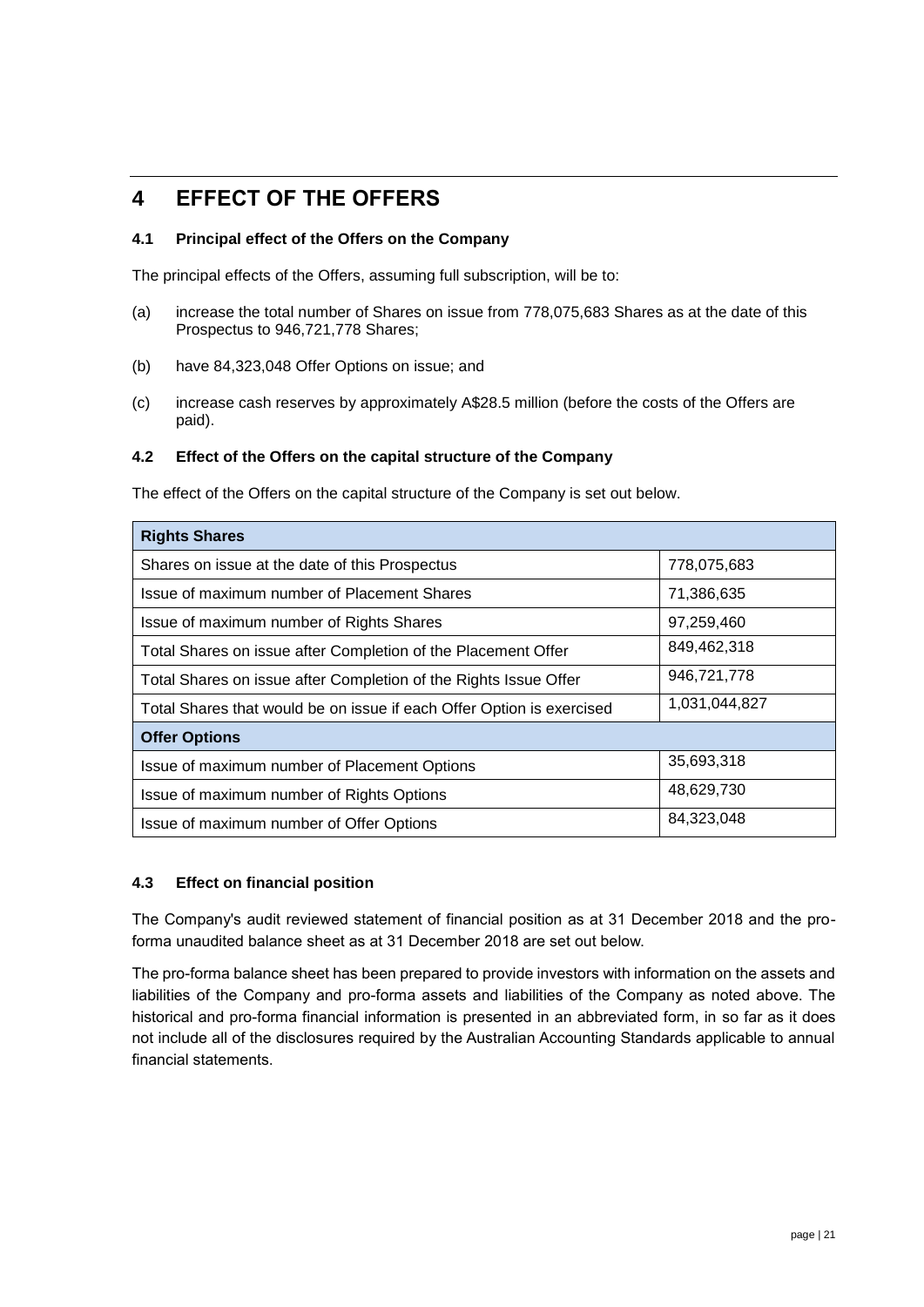# 4 EFFECT OF THE OFFERS

## 4.1 Principal effect of the Offers on the Company

The principal effects of the Offers, assuming full subscription, will be to:

(a) increase the total number of Shares on issue from 778,075,683 Shares as at the date of this Prospectus to 946,721,778 Shares;

(b) have 84,323,048 Offer Options on issue; and

(c) increase cash reserves by approximately A$28.5 million (before the costs of the Offers are paid).

## 4.2 Effect of the Offers on the capital structure of the Company

The effect of the Offers on the capital structure of the Company is set out below.

| **Rights Shares** | |
|---|---|
| Shares on issue at the date of this Prospectus | 778,075,683 |
| Issue of maximum number of Placement Shares | 71,386,635 |
| Issue of maximum number of Rights Shares | 97,259,460 |
| Total Shares on issue after Completion of the Placement Offer | 849,462,318 |
| Total Shares on issue after Completion of the Rights Issue Offer | 946,721,778 |
| Total Shares that would be on issue if each Offer Option is exercised | 1,031,044,827 |
| **Offer Options** | |
| Issue of maximum number of Placement Options | 35,693,318 |
| Issue of maximum number of Rights Options | 48,629,730 |
| Issue of maximum number of Offer Options | 84,323,048 |

## 4.3 Effect on financial position

The Company's audit reviewed statement of financial position as at 31 December 2018 and the pro-forma unaudited balance sheet as at 31 December 2018 are set out below.

The pro-forma balance sheet has been prepared to provide investors with information on the assets and liabilities of the Company and pro-forma assets and liabilities of the Company as noted above. The historical and pro-forma financial information is presented in an abbreviated form, in so far as it does not include all of the disclosures required by the Australian Accounting Standards applicable to annual financial statements.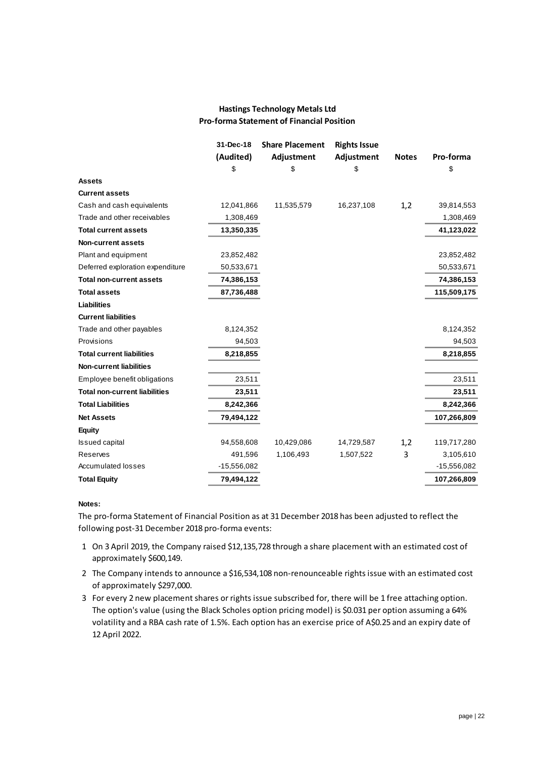**Hastings Technology Metals Ltd**

**Pro-forma Statement of Financial Position**

| | 31-Dec-18 (Audited) | Share Placement Adjustment | Rights Issue Adjustment | Notes | Pro-forma |
|---|---|---|---|---|---|
| | $ | $ | $ | | $ |
| **Assets** | | | | | |
| **Current assets** | | | | | |
| Cash and cash equivalents | 12,041,866 | 11,535,579 | 16,237,108 | 1,2 | 39,814,553 |
| Trade and other receivables | 1,308,469 | | | | 1,308,469 |
| **Total current assets** | **13,350,335** | | | | **41,123,022** |
| **Non-current assets** | | | | | |
| Plant and equipment | 23,852,482 | | | | 23,852,482 |
| Deferred exploration expenditure | 50,533,671 | | | | 50,533,671 |
| **Total non-current assets** | **74,386,153** | | | | **74,386,153** |
| **Total assets** | **87,736,488** | | | | **115,509,175** |
| **Liabilities** | | | | | |
| **Current liabilities** | | | | | |
| Trade and other payables | 8,124,352 | | | | 8,124,352 |
| Provisions | 94,503 | | | | 94,503 |
| **Total current liabilities** | **8,218,855** | | | | **8,218,855** |
| **Non-current liabilities** | | | | | |
| Employee benefit obligations | 23,511 | | | | 23,511 |
| **Total non-current liabilities** | **23,511** | | | | **23,511** |
| **Total Liabilities** | **8,242,366** | | | | **8,242,366** |
| **Net Assets** | **79,494,122** | | | | **107,266,809** |
| **Equity** | | | | | |
| Issued capital | 94,558,608 | 10,429,086 | 14,729,587 | 1,2 | 119,717,280 |
| Reserves | 491,596 | 1,106,493 | 1,507,522 | 3 | 3,105,610 |
| Accumulated losses | -15,556,082 | | | | -15,556,082 |
| **Total Equity** | **79,494,122** | | | | **107,266,809** |

**Notes:**

The pro-forma Statement of Financial Position as at 31 December 2018 has been adjusted to reflect the following post-31 December 2018 pro-forma events:

1. On 3 April 2019, the Company raised $12,135,728 through a share placement with an estimated cost of approximately $600,149.
2. The Company intends to announce a $16,534,108 non-renounceable rights issue with an estimated cost of approximately $297,000.
3. For every 2 new placement shares or rights issue subscribed for, there will be 1 free attaching option. The option's value (using the Black Scholes option pricing model) is $0.031 per option assuming a 64% volatility and a RBA cash rate of 1.5%. Each option has an exercise price of A$0.25 and an expiry date of 12 April 2022.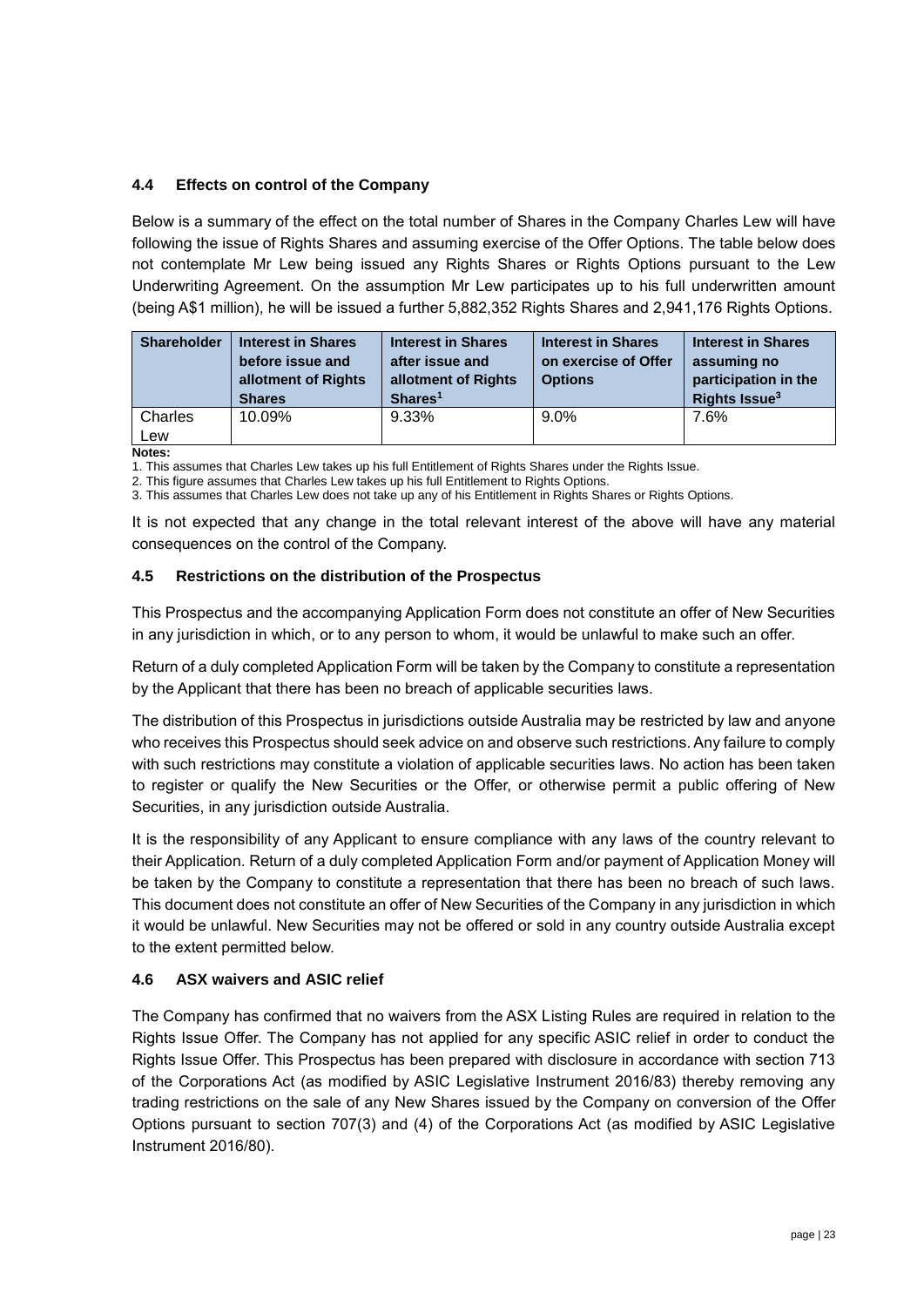### 4.4 Effects on control of the Company

Below is a summary of the effect on the total number of Shares in the Company Charles Lew will have following the issue of Rights Shares and assuming exercise of the Offer Options. The table below does not contemplate Mr Lew being issued any Rights Shares or Rights Options pursuant to the Lew Underwriting Agreement. On the assumption Mr Lew participates up to his full underwritten amount (being A$1 million), he will be issued a further 5,882,352 Rights Shares and 2,941,176 Rights Options.

| Shareholder | Interest in Shares before issue and allotment of Rights Shares | Interest in Shares after issue and allotment of Rights Shares[1] | Interest in Shares on exercise of Offer Options | Interest in Shares assuming no participation in the Rights Issue[3] |
|---|---|---|---|---|
| Charles Lew | 10.09% | 9.33% | 9.0% | 7.6% |

**Notes:**

1. This assumes that Charles Lew takes up his full Entitlement of Rights Shares under the Rights Issue.
2. This figure assumes that Charles Lew takes up his full Entitlement to Rights Options.
3. This assumes that Charles Lew does not take up any of his Entitlement in Rights Shares or Rights Options.

It is not expected that any change in the total relevant interest of the above will have any material consequences on the control of the Company.

### 4.5 Restrictions on the distribution of the Prospectus

This Prospectus and the accompanying Application Form does not constitute an offer of New Securities in any jurisdiction in which, or to any person to whom, it would be unlawful to make such an offer.

Return of a duly completed Application Form will be taken by the Company to constitute a representation by the Applicant that there has been no breach of applicable securities laws.

The distribution of this Prospectus in jurisdictions outside Australia may be restricted by law and anyone who receives this Prospectus should seek advice on and observe such restrictions. Any failure to comply with such restrictions may constitute a violation of applicable securities laws. No action has been taken to register or qualify the New Securities or the Offer, or otherwise permit a public offering of New Securities, in any jurisdiction outside Australia.

It is the responsibility of any Applicant to ensure compliance with any laws of the country relevant to their Application. Return of a duly completed Application Form and/or payment of Application Money will be taken by the Company to constitute a representation that there has been no breach of such laws. This document does not constitute an offer of New Securities of the Company in any jurisdiction in which it would be unlawful. New Securities may not be offered or sold in any country outside Australia except to the extent permitted below.

### 4.6 ASX waivers and ASIC relief

The Company has confirmed that no waivers from the ASX Listing Rules are required in relation to the Rights Issue Offer. The Company has not applied for any specific ASIC relief in order to conduct the Rights Issue Offer. This Prospectus has been prepared with disclosure in accordance with section 713 of the Corporations Act (as modified by ASIC Legislative Instrument 2016/83) thereby removing any trading restrictions on the sale of any New Shares issued by the Company on conversion of the Offer Options pursuant to section 707(3) and (4) of the Corporations Act (as modified by ASIC Legislative Instrument 2016/80).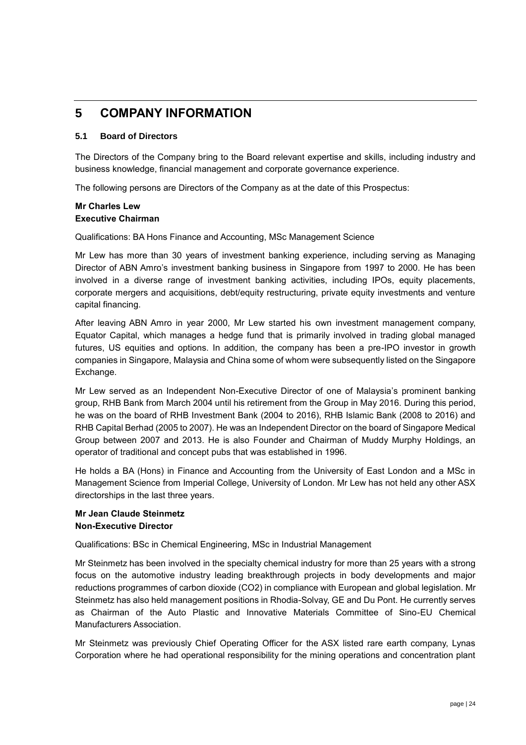# 5 COMPANY INFORMATION

## 5.1 Board of Directors

The Directors of the Company bring to the Board relevant expertise and skills, including industry and business knowledge, financial management and corporate governance experience.

The following persons are Directors of the Company as at the date of this Prospectus:

**Mr Charles Lew**
**Executive Chairman**

Qualifications: BA Hons Finance and Accounting, MSc Management Science

Mr Lew has more than 30 years of investment banking experience, including serving as Managing Director of ABN Amro's investment banking business in Singapore from 1997 to 2000. He has been involved in a diverse range of investment banking activities, including IPOs, equity placements, corporate mergers and acquisitions, debt/equity restructuring, private equity investments and venture capital financing.

After leaving ABN Amro in year 2000, Mr Lew started his own investment management company, Equator Capital, which manages a hedge fund that is primarily involved in trading global managed futures, US equities and options. In addition, the company has been a pre-IPO investor in growth companies in Singapore, Malaysia and China some of whom were subsequently listed on the Singapore Exchange.

Mr Lew served as an Independent Non-Executive Director of one of Malaysia's prominent banking group, RHB Bank from March 2004 until his retirement from the Group in May 2016. During this period, he was on the board of RHB Investment Bank (2004 to 2016), RHB Islamic Bank (2008 to 2016) and RHB Capital Berhad (2005 to 2007). He was an Independent Director on the board of Singapore Medical Group between 2007 and 2013. He is also Founder and Chairman of Muddy Murphy Holdings, an operator of traditional and concept pubs that was established in 1996.

He holds a BA (Hons) in Finance and Accounting from the University of East London and a MSc in Management Science from Imperial College, University of London. Mr Lew has not held any other ASX directorships in the last three years.

**Mr Jean Claude Steinmetz**
**Non-Executive Director**

Qualifications: BSc in Chemical Engineering, MSc in Industrial Management

Mr Steinmetz has been involved in the specialty chemical industry for more than 25 years with a strong focus on the automotive industry leading breakthrough projects in body developments and major reductions programmes of carbon dioxide ($CO_2$) in compliance with European and global legislation. Mr Steinmetz has also held management positions in Rhodia-Solvay, GE and Du Pont. He currently serves as Chairman of the Auto Plastic and Innovative Materials Committee of Sino-EU Chemical Manufacturers Association.

Mr Steinmetz was previously Chief Operating Officer for the ASX listed rare earth company, Lynas Corporation where he had operational responsibility for the mining operations and concentration plant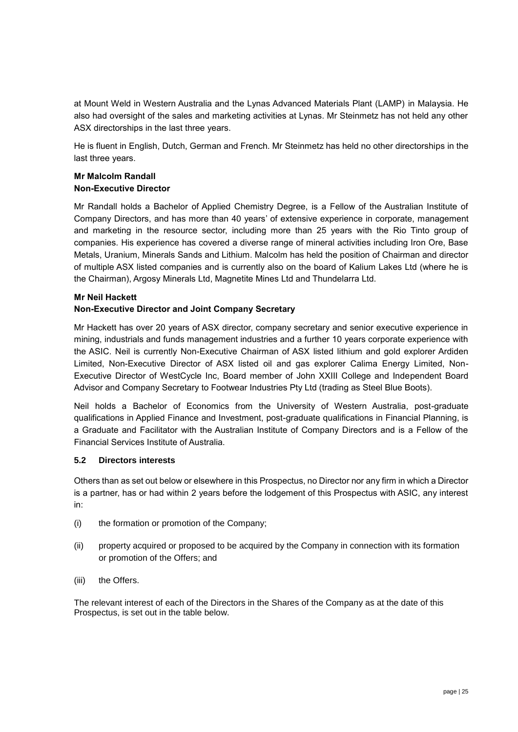at Mount Weld in Western Australia and the Lynas Advanced Materials Plant (LAMP) in Malaysia. He also had oversight of the sales and marketing activities at Lynas. Mr Steinmetz has not held any other ASX directorships in the last three years.

He is fluent in English, Dutch, German and French. Mr Steinmetz has held no other directorships in the last three years.

**Mr Malcolm Randall**
**Non-Executive Director**

Mr Randall holds a Bachelor of Applied Chemistry Degree, is a Fellow of the Australian Institute of Company Directors, and has more than 40 years' of extensive experience in corporate, management and marketing in the resource sector, including more than 25 years with the Rio Tinto group of companies. His experience has covered a diverse range of mineral activities including Iron Ore, Base Metals, Uranium, Minerals Sands and Lithium. Malcolm has held the position of Chairman and director of multiple ASX listed companies and is currently also on the board of Kalium Lakes Ltd (where he is the Chairman), Argosy Minerals Ltd, Magnetite Mines Ltd and Thundelarra Ltd.

**Mr Neil Hackett**
**Non-Executive Director and Joint Company Secretary**

Mr Hackett has over 20 years of ASX director, company secretary and senior executive experience in mining, industrials and funds management industries and a further 10 years corporate experience with the ASIC. Neil is currently Non-Executive Chairman of ASX listed lithium and gold explorer Ardiden Limited, Non-Executive Director of ASX listed oil and gas explorer Calima Energy Limited, Non-Executive Director of WestCycle Inc, Board member of John XXIII College and Independent Board Advisor and Company Secretary to Footwear Industries Pty Ltd (trading as Steel Blue Boots).

Neil holds a Bachelor of Economics from the University of Western Australia, post-graduate qualifications in Applied Finance and Investment, post-graduate qualifications in Financial Planning, is a Graduate and Facilitator with the Australian Institute of Company Directors and is a Fellow of the Financial Services Institute of Australia.

### 5.2 Directors interests

Others than as set out below or elsewhere in this Prospectus, no Director nor any firm in which a Director is a partner, has or had within 2 years before the lodgement of this Prospectus with ASIC, any interest in:

(i) the formation or promotion of the Company;

(ii) property acquired or proposed to be acquired by the Company in connection with its formation or promotion of the Offers; and

(iii) the Offers.

The relevant interest of each of the Directors in the Shares of the Company as at the date of this Prospectus, is set out in the table below.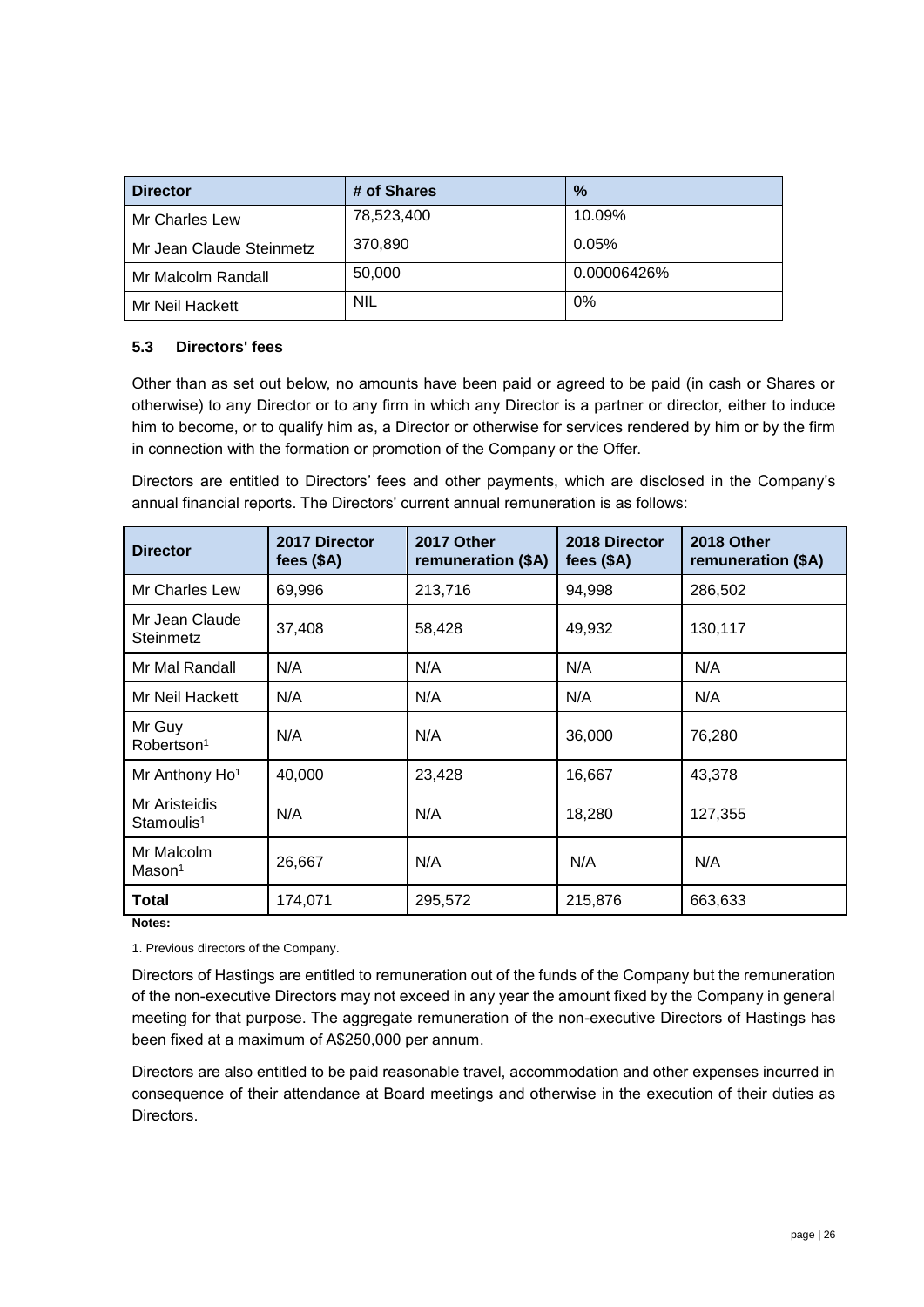| Director | # of Shares | % |
| --- | --- | --- |
| Mr Charles Lew | 78,523,400 | 10.09% |
| Mr Jean Claude Steinmetz | 370,890 | 0.05% |
| Mr Malcolm Randall | 50,000 | 0.00006426% |
| Mr Neil Hackett | NIL | 0% |

### 5.3 Directors' fees

Other than as set out below, no amounts have been paid or agreed to be paid (in cash or Shares or otherwise) to any Director or to any firm in which any Director is a partner or director, either to induce him to become, or to qualify him as, a Director or otherwise for services rendered by him or by the firm in connection with the formation or promotion of the Company or the Offer.

Directors are entitled to Directors' fees and other payments, which are disclosed in the Company's annual financial reports. The Directors' current annual remuneration is as follows:

| Director | 2017 Director fees ($A) | 2017 Other remuneration ($A) | 2018 Director fees ($A) | 2018 Other remuneration ($A) |
| --- | --- | --- | --- | --- |
| Mr Charles Lew | 69,996 | 213,716 | 94,998 | 286,502 |
| Mr Jean Claude Steinmetz | 37,408 | 58,428 | 49,932 | 130,117 |
| Mr Mal Randall | N/A | N/A | N/A | N/A |
| Mr Neil Hackett | N/A | N/A | N/A | N/A |
| Mr Guy Robertson[1] | N/A | N/A | 36,000 | 76,280 |
| Mr Anthony Ho[1] | 40,000 | 23,428 | 16,667 | 43,378 |
| Mr Aristeidis Stamoulis[1] | N/A | N/A | 18,280 | 127,355 |
| Mr Malcolm Mason[1] | 26,667 | N/A | N/A | N/A |
| **Total** | 174,071 | 295,572 | 215,876 | 663,633 |

**Notes:**

1. Previous directors of the Company.

Directors of Hastings are entitled to remuneration out of the funds of the Company but the remuneration of the non-executive Directors may not exceed in any year the amount fixed by the Company in general meeting for that purpose. The aggregate remuneration of the non-executive Directors of Hastings has been fixed at a maximum of A$250,000 per annum.

Directors are also entitled to be paid reasonable travel, accommodation and other expenses incurred in consequence of their attendance at Board meetings and otherwise in the execution of their duties as Directors.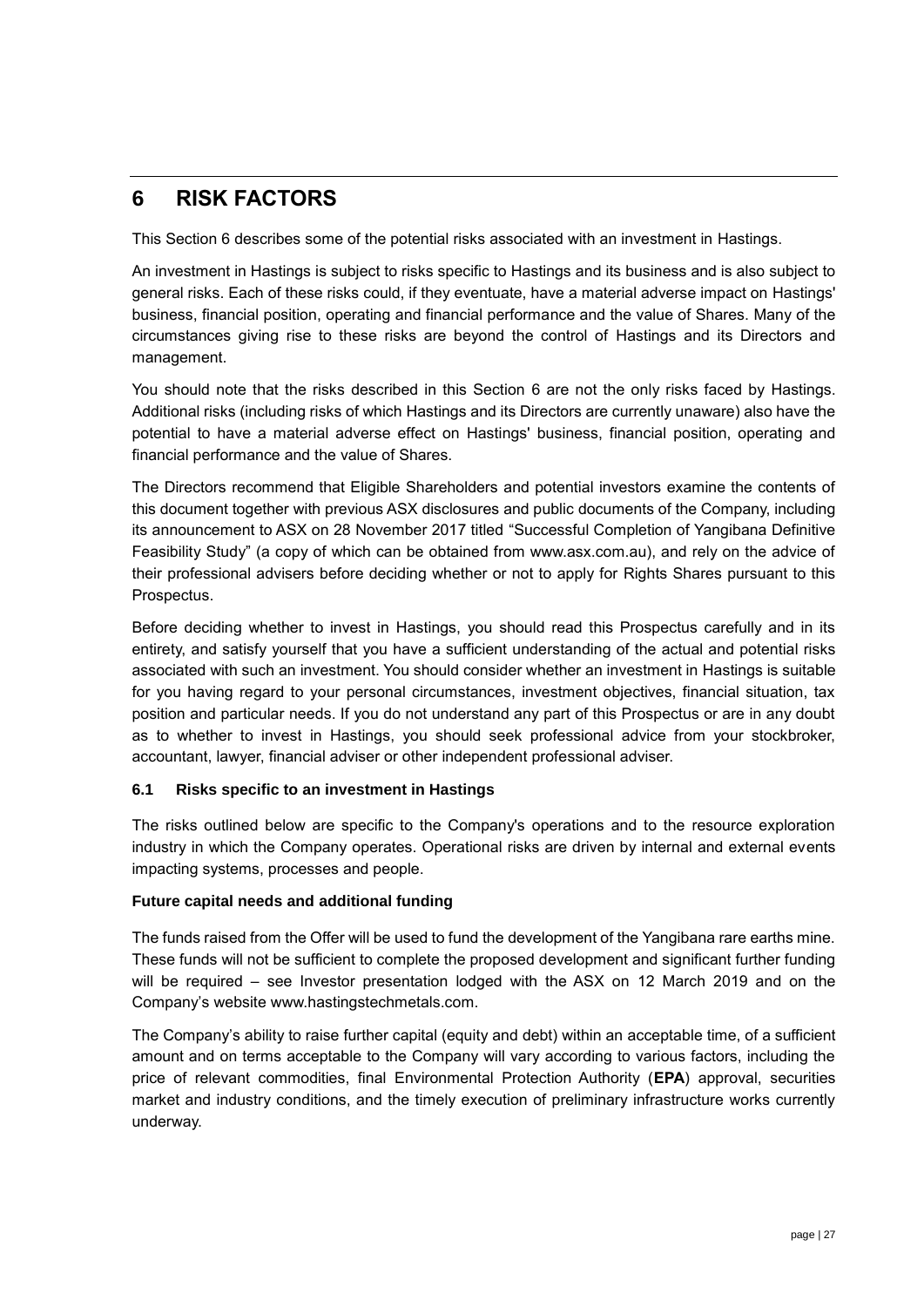# 6 RISK FACTORS

This Section 6 describes some of the potential risks associated with an investment in Hastings.

An investment in Hastings is subject to risks specific to Hastings and its business and is also subject to general risks. Each of these risks could, if they eventuate, have a material adverse impact on Hastings' business, financial position, operating and financial performance and the value of Shares. Many of the circumstances giving rise to these risks are beyond the control of Hastings and its Directors and management.

You should note that the risks described in this Section 6 are not the only risks faced by Hastings. Additional risks (including risks of which Hastings and its Directors are currently unaware) also have the potential to have a material adverse effect on Hastings' business, financial position, operating and financial performance and the value of Shares.

The Directors recommend that Eligible Shareholders and potential investors examine the contents of this document together with previous ASX disclosures and public documents of the Company, including its announcement to ASX on 28 November 2017 titled "Successful Completion of Yangibana Definitive Feasibility Study" (a copy of which can be obtained from www.asx.com.au), and rely on the advice of their professional advisers before deciding whether or not to apply for Rights Shares pursuant to this Prospectus.

Before deciding whether to invest in Hastings, you should read this Prospectus carefully and in its entirety, and satisfy yourself that you have a sufficient understanding of the actual and potential risks associated with such an investment. You should consider whether an investment in Hastings is suitable for you having regard to your personal circumstances, investment objectives, financial situation, tax position and particular needs. If you do not understand any part of this Prospectus or are in any doubt as to whether to invest in Hastings, you should seek professional advice from your stockbroker, accountant, lawyer, financial adviser or other independent professional adviser.

## 6.1 Risks specific to an investment in Hastings

The risks outlined below are specific to the Company's operations and to the resource exploration industry in which the Company operates. Operational risks are driven by internal and external events impacting systems, processes and people.

**Future capital needs and additional funding**

The funds raised from the Offer will be used to fund the development of the Yangibana rare earths mine. These funds will not be sufficient to complete the proposed development and significant further funding will be required – see Investor presentation lodged with the ASX on 12 March 2019 and on the Company's website www.hastingstechmetals.com.

The Company's ability to raise further capital (equity and debt) within an acceptable time, of a sufficient amount and on terms acceptable to the Company will vary according to various factors, including the price of relevant commodities, final Environmental Protection Authority (**EPA**) approval, securities market and industry conditions, and the timely execution of preliminary infrastructure works currently underway.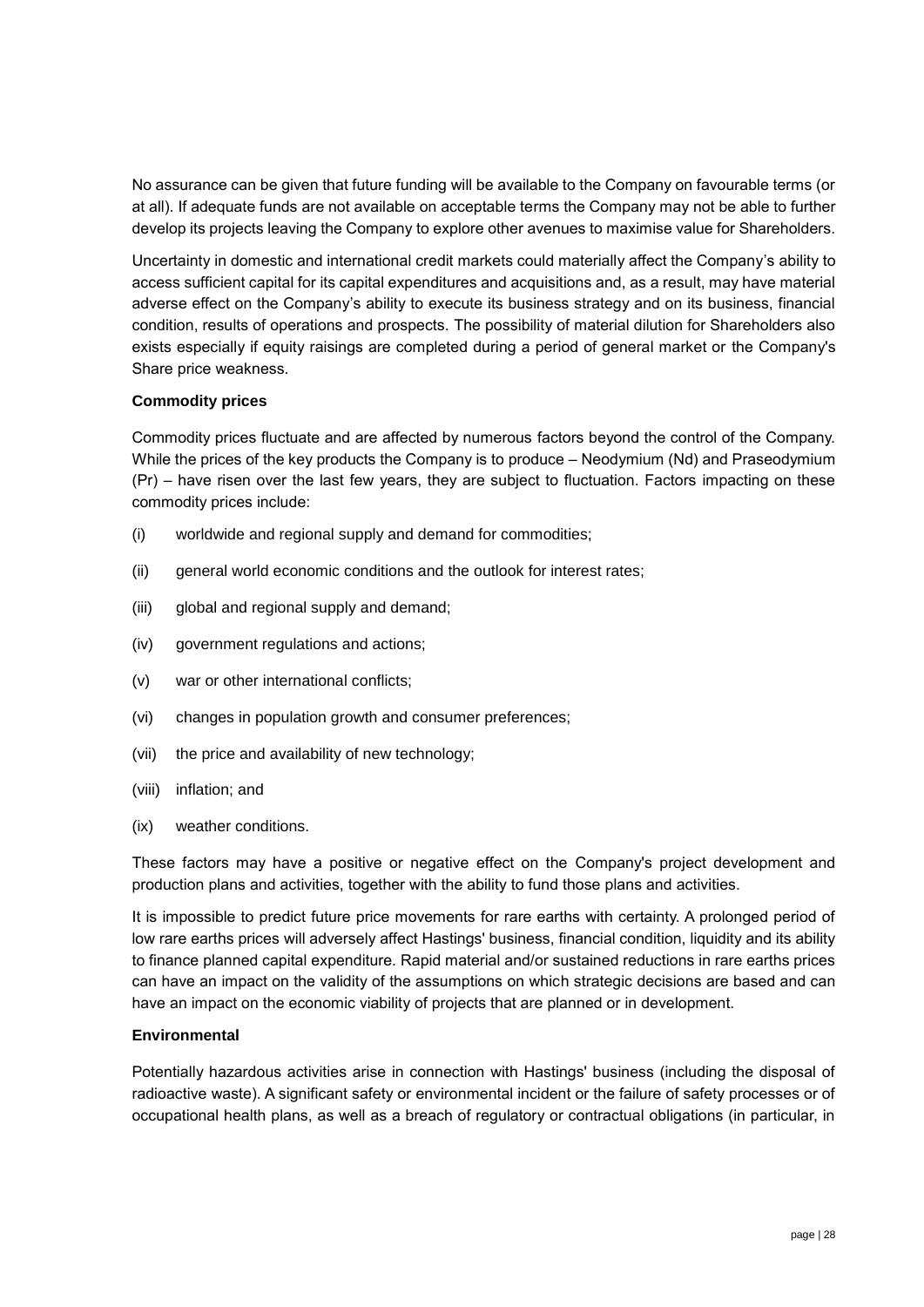No assurance can be given that future funding will be available to the Company on favourable terms (or at all). If adequate funds are not available on acceptable terms the Company may not be able to further develop its projects leaving the Company to explore other avenues to maximise value for Shareholders.

Uncertainty in domestic and international credit markets could materially affect the Company's ability to access sufficient capital for its capital expenditures and acquisitions and, as a result, may have material adverse effect on the Company's ability to execute its business strategy and on its business, financial condition, results of operations and prospects. The possibility of material dilution for Shareholders also exists especially if equity raisings are completed during a period of general market or the Company's Share price weakness.

**Commodity prices**

Commodity prices fluctuate and are affected by numerous factors beyond the control of the Company. While the prices of the key products the Company is to produce – Neodymium (Nd) and Praseodymium (Pr) – have risen over the last few years, they are subject to fluctuation. Factors impacting on these commodity prices include:

(i) worldwide and regional supply and demand for commodities;

(ii) general world economic conditions and the outlook for interest rates;

(iii) global and regional supply and demand;

(iv) government regulations and actions;

(v) war or other international conflicts;

(vi) changes in population growth and consumer preferences;

(vii) the price and availability of new technology;

(viii) inflation; and

(ix) weather conditions.

These factors may have a positive or negative effect on the Company's project development and production plans and activities, together with the ability to fund those plans and activities.

It is impossible to predict future price movements for rare earths with certainty. A prolonged period of low rare earths prices will adversely affect Hastings' business, financial condition, liquidity and its ability to finance planned capital expenditure. Rapid material and/or sustained reductions in rare earths prices can have an impact on the validity of the assumptions on which strategic decisions are based and can have an impact on the economic viability of projects that are planned or in development.

**Environmental**

Potentially hazardous activities arise in connection with Hastings' business (including the disposal of radioactive waste). A significant safety or environmental incident or the failure of safety processes or of occupational health plans, as well as a breach of regulatory or contractual obligations (in particular, in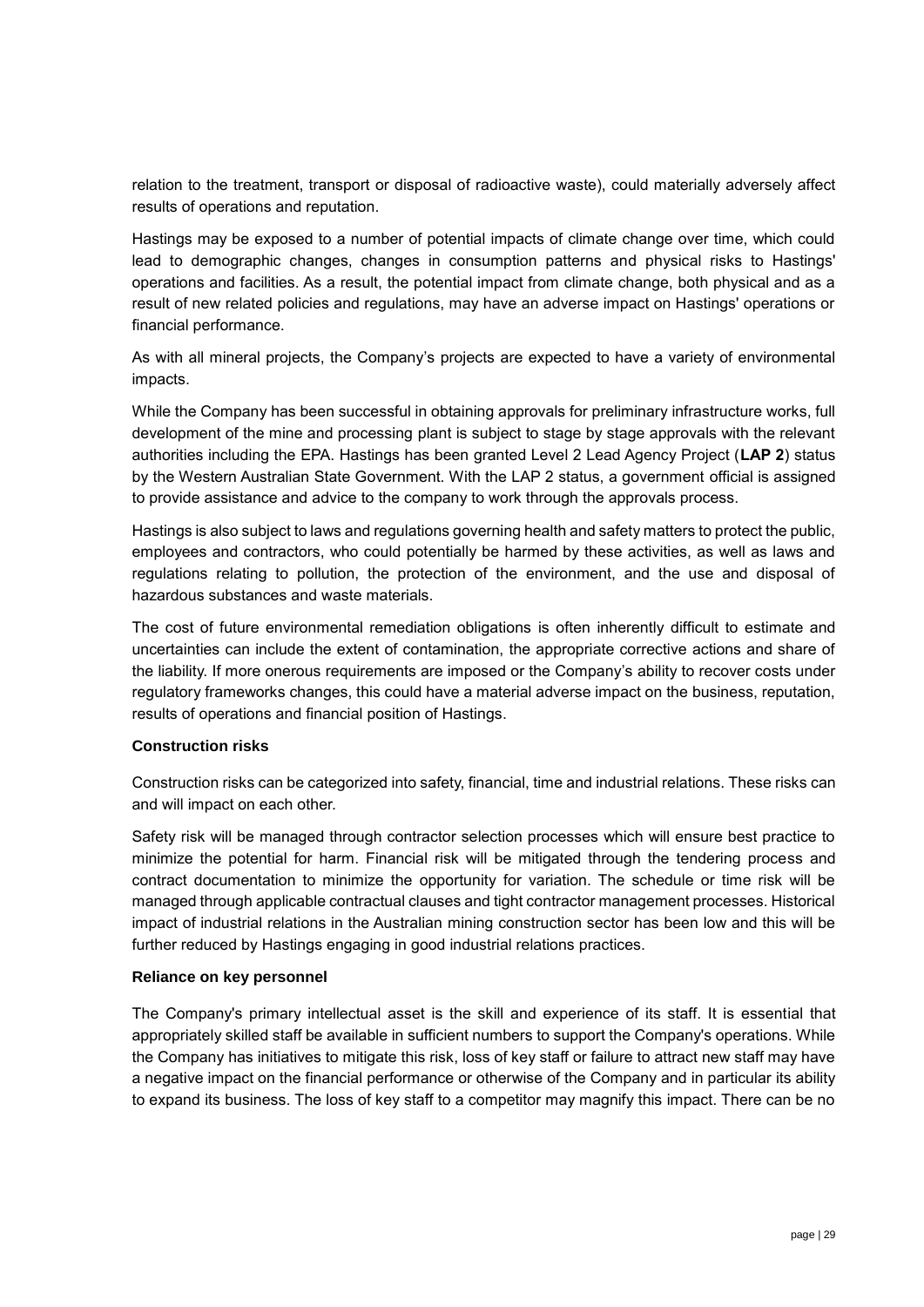relation to the treatment, transport or disposal of radioactive waste), could materially adversely affect results of operations and reputation.

Hastings may be exposed to a number of potential impacts of climate change over time, which could lead to demographic changes, changes in consumption patterns and physical risks to Hastings' operations and facilities. As a result, the potential impact from climate change, both physical and as a result of new related policies and regulations, may have an adverse impact on Hastings' operations or financial performance.

As with all mineral projects, the Company's projects are expected to have a variety of environmental impacts.

While the Company has been successful in obtaining approvals for preliminary infrastructure works, full development of the mine and processing plant is subject to stage by stage approvals with the relevant authorities including the EPA. Hastings has been granted Level 2 Lead Agency Project (**LAP 2**) status by the Western Australian State Government. With the LAP 2 status, a government official is assigned to provide assistance and advice to the company to work through the approvals process.

Hastings is also subject to laws and regulations governing health and safety matters to protect the public, employees and contractors, who could potentially be harmed by these activities, as well as laws and regulations relating to pollution, the protection of the environment, and the use and disposal of hazardous substances and waste materials.

The cost of future environmental remediation obligations is often inherently difficult to estimate and uncertainties can include the extent of contamination, the appropriate corrective actions and share of the liability. If more onerous requirements are imposed or the Company's ability to recover costs under regulatory frameworks changes, this could have a material adverse impact on the business, reputation, results of operations and financial position of Hastings.

**Construction risks**

Construction risks can be categorized into safety, financial, time and industrial relations. These risks can and will impact on each other.

Safety risk will be managed through contractor selection processes which will ensure best practice to minimize the potential for harm. Financial risk will be mitigated through the tendering process and contract documentation to minimize the opportunity for variation. The schedule or time risk will be managed through applicable contractual clauses and tight contractor management processes. Historical impact of industrial relations in the Australian mining construction sector has been low and this will be further reduced by Hastings engaging in good industrial relations practices.

**Reliance on key personnel**

The Company's primary intellectual asset is the skill and experience of its staff. It is essential that appropriately skilled staff be available in sufficient numbers to support the Company's operations. While the Company has initiatives to mitigate this risk, loss of key staff or failure to attract new staff may have a negative impact on the financial performance or otherwise of the Company and in particular its ability to expand its business. The loss of key staff to a competitor may magnify this impact. There can be no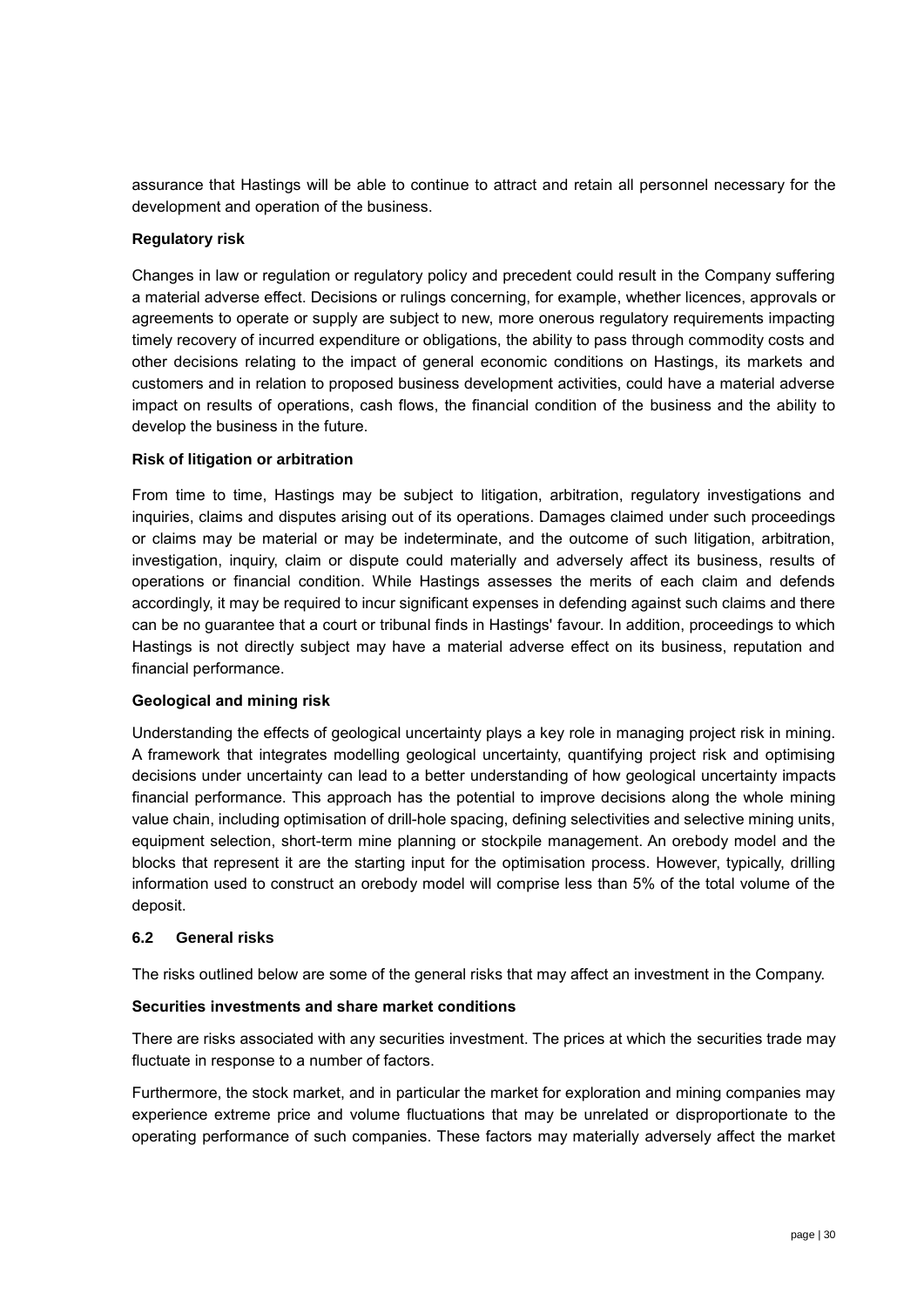assurance that Hastings will be able to continue to attract and retain all personnel necessary for the development and operation of the business.

**Regulatory risk**

Changes in law or regulation or regulatory policy and precedent could result in the Company suffering a material adverse effect. Decisions or rulings concerning, for example, whether licences, approvals or agreements to operate or supply are subject to new, more onerous regulatory requirements impacting timely recovery of incurred expenditure or obligations, the ability to pass through commodity costs and other decisions relating to the impact of general economic conditions on Hastings, its markets and customers and in relation to proposed business development activities, could have a material adverse impact on results of operations, cash flows, the financial condition of the business and the ability to develop the business in the future.

**Risk of litigation or arbitration**

From time to time, Hastings may be subject to litigation, arbitration, regulatory investigations and inquiries, claims and disputes arising out of its operations. Damages claimed under such proceedings or claims may be material or may be indeterminate, and the outcome of such litigation, arbitration, investigation, inquiry, claim or dispute could materially and adversely affect its business, results of operations or financial condition. While Hastings assesses the merits of each claim and defends accordingly, it may be required to incur significant expenses in defending against such claims and there can be no guarantee that a court or tribunal finds in Hastings' favour. In addition, proceedings to which Hastings is not directly subject may have a material adverse effect on its business, reputation and financial performance.

**Geological and mining risk**

Understanding the effects of geological uncertainty plays a key role in managing project risk in mining. A framework that integrates modelling geological uncertainty, quantifying project risk and optimising decisions under uncertainty can lead to a better understanding of how geological uncertainty impacts financial performance. This approach has the potential to improve decisions along the whole mining value chain, including optimisation of drill-hole spacing, defining selectivities and selective mining units, equipment selection, short-term mine planning or stockpile management. An orebody model and the blocks that represent it are the starting input for the optimisation process. However, typically, drilling information used to construct an orebody model will comprise less than 5% of the total volume of the deposit.

## 6.2 General risks

The risks outlined below are some of the general risks that may affect an investment in the Company.

**Securities investments and share market conditions**

There are risks associated with any securities investment. The prices at which the securities trade may fluctuate in response to a number of factors.

Furthermore, the stock market, and in particular the market for exploration and mining companies may experience extreme price and volume fluctuations that may be unrelated or disproportionate to the operating performance of such companies. These factors may materially adversely affect the market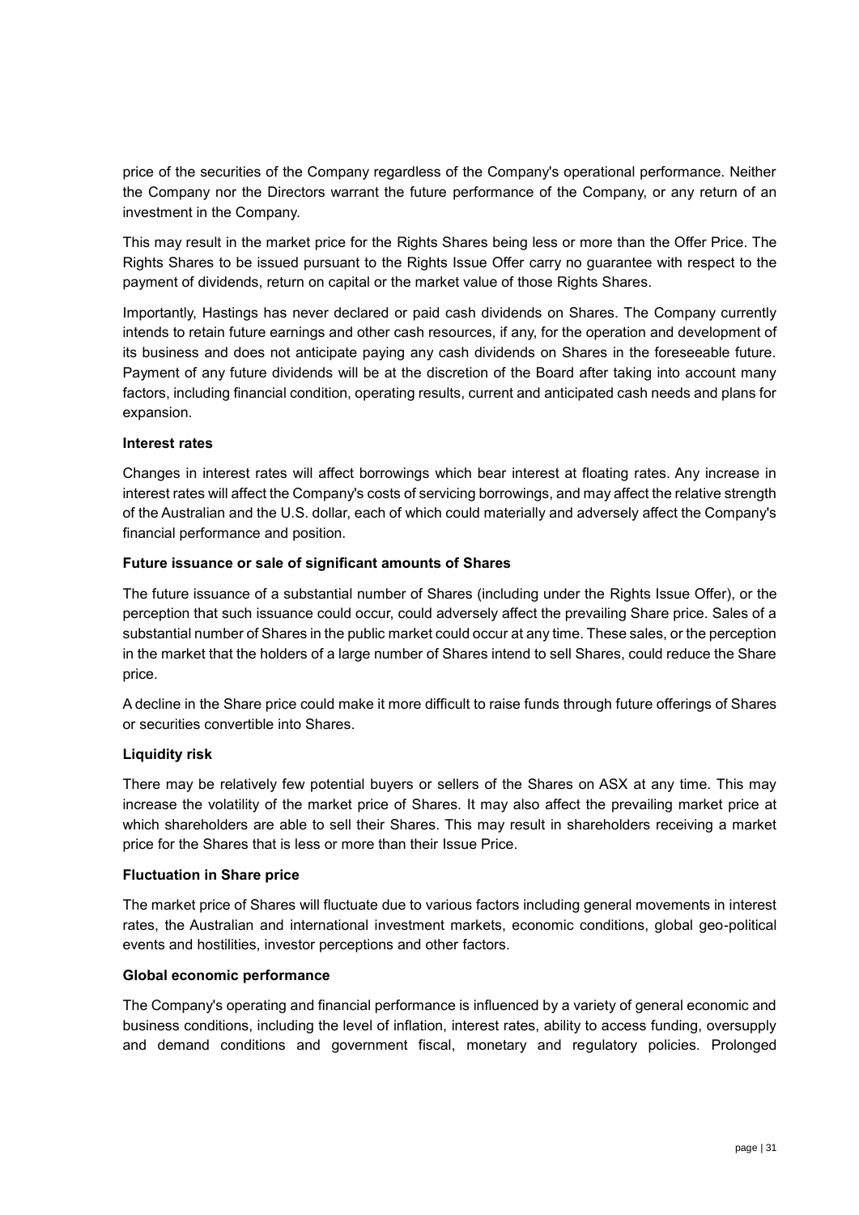price of the securities of the Company regardless of the Company's operational performance. Neither the Company nor the Directors warrant the future performance of the Company, or any return of an investment in the Company.

This may result in the market price for the Rights Shares being less or more than the Offer Price. The Rights Shares to be issued pursuant to the Rights Issue Offer carry no guarantee with respect to the payment of dividends, return on capital or the market value of those Rights Shares.

Importantly, Hastings has never declared or paid cash dividends on Shares. The Company currently intends to retain future earnings and other cash resources, if any, for the operation and development of its business and does not anticipate paying any cash dividends on Shares in the foreseeable future. Payment of any future dividends will be at the discretion of the Board after taking into account many factors, including financial condition, operating results, current and anticipated cash needs and plans for expansion.

**Interest rates**

Changes in interest rates will affect borrowings which bear interest at floating rates. Any increase in interest rates will affect the Company's costs of servicing borrowings, and may affect the relative strength of the Australian and the U.S. dollar, each of which could materially and adversely affect the Company's financial performance and position.

**Future issuance or sale of significant amounts of Shares**

The future issuance of a substantial number of Shares (including under the Rights Issue Offer), or the perception that such issuance could occur, could adversely affect the prevailing Share price. Sales of a substantial number of Shares in the public market could occur at any time. These sales, or the perception in the market that the holders of a large number of Shares intend to sell Shares, could reduce the Share price.

A decline in the Share price could make it more difficult to raise funds through future offerings of Shares or securities convertible into Shares.

**Liquidity risk**

There may be relatively few potential buyers or sellers of the Shares on ASX at any time. This may increase the volatility of the market price of Shares. It may also affect the prevailing market price at which shareholders are able to sell their Shares. This may result in shareholders receiving a market price for the Shares that is less or more than their Issue Price.

**Fluctuation in Share price**

The market price of Shares will fluctuate due to various factors including general movements in interest rates, the Australian and international investment markets, economic conditions, global geo-political events and hostilities, investor perceptions and other factors.

**Global economic performance**

The Company's operating and financial performance is influenced by a variety of general economic and business conditions, including the level of inflation, interest rates, ability to access funding, oversupply and demand conditions and government fiscal, monetary and regulatory policies. Prolonged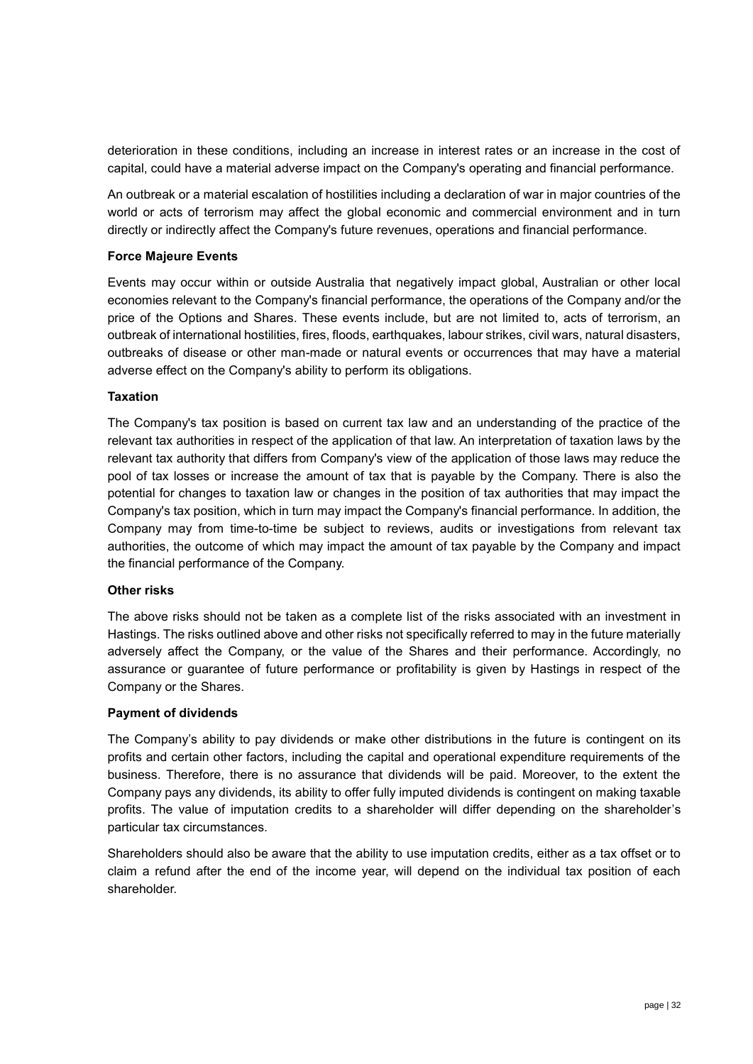deterioration in these conditions, including an increase in interest rates or an increase in the cost of capital, could have a material adverse impact on the Company's operating and financial performance.

An outbreak or a material escalation of hostilities including a declaration of war in major countries of the world or acts of terrorism may affect the global economic and commercial environment and in turn directly or indirectly affect the Company's future revenues, operations and financial performance.

**Force Majeure Events**

Events may occur within or outside Australia that negatively impact global, Australian or other local economies relevant to the Company's financial performance, the operations of the Company and/or the price of the Options and Shares. These events include, but are not limited to, acts of terrorism, an outbreak of international hostilities, fires, floods, earthquakes, labour strikes, civil wars, natural disasters, outbreaks of disease or other man-made or natural events or occurrences that may have a material adverse effect on the Company's ability to perform its obligations.

**Taxation**

The Company's tax position is based on current tax law and an understanding of the practice of the relevant tax authorities in respect of the application of that law. An interpretation of taxation laws by the relevant tax authority that differs from Company's view of the application of those laws may reduce the pool of tax losses or increase the amount of tax that is payable by the Company. There is also the potential for changes to taxation law or changes in the position of tax authorities that may impact the Company's tax position, which in turn may impact the Company's financial performance. In addition, the Company may from time-to-time be subject to reviews, audits or investigations from relevant tax authorities, the outcome of which may impact the amount of tax payable by the Company and impact the financial performance of the Company.

**Other risks**

The above risks should not be taken as a complete list of the risks associated with an investment in Hastings. The risks outlined above and other risks not specifically referred to may in the future materially adversely affect the Company, or the value of the Shares and their performance. Accordingly, no assurance or guarantee of future performance or profitability is given by Hastings in respect of the Company or the Shares.

**Payment of dividends**

The Company's ability to pay dividends or make other distributions in the future is contingent on its profits and certain other factors, including the capital and operational expenditure requirements of the business. Therefore, there is no assurance that dividends will be paid. Moreover, to the extent the Company pays any dividends, its ability to offer fully imputed dividends is contingent on making taxable profits. The value of imputation credits to a shareholder will differ depending on the shareholder's particular tax circumstances.

Shareholders should also be aware that the ability to use imputation credits, either as a tax offset or to claim a refund after the end of the income year, will depend on the individual tax position of each shareholder.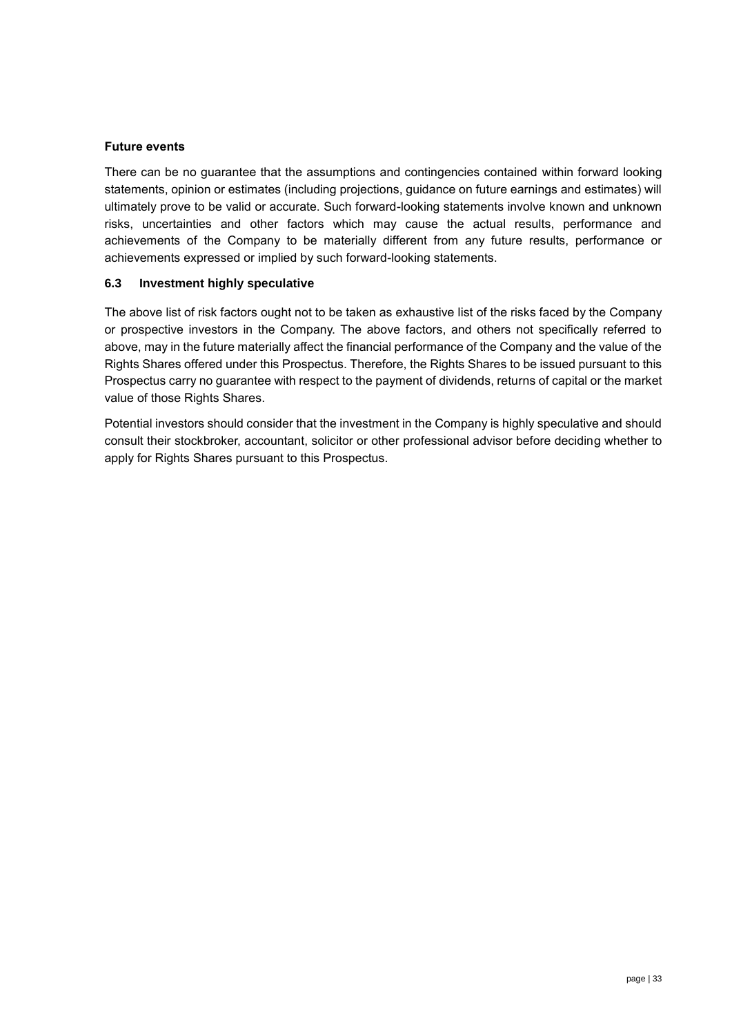**Future events**

There can be no guarantee that the assumptions and contingencies contained within forward looking statements, opinion or estimates (including projections, guidance on future earnings and estimates) will ultimately prove to be valid or accurate. Such forward-looking statements involve known and unknown risks, uncertainties and other factors which may cause the actual results, performance and achievements of the Company to be materially different from any future results, performance or achievements expressed or implied by such forward-looking statements.

### 6.3 Investment highly speculative

The above list of risk factors ought not to be taken as exhaustive list of the risks faced by the Company or prospective investors in the Company. The above factors, and others not specifically referred to above, may in the future materially affect the financial performance of the Company and the value of the Rights Shares offered under this Prospectus. Therefore, the Rights Shares to be issued pursuant to this Prospectus carry no guarantee with respect to the payment of dividends, returns of capital or the market value of those Rights Shares.

Potential investors should consider that the investment in the Company is highly speculative and should consult their stockbroker, accountant, solicitor or other professional advisor before deciding whether to apply for Rights Shares pursuant to this Prospectus.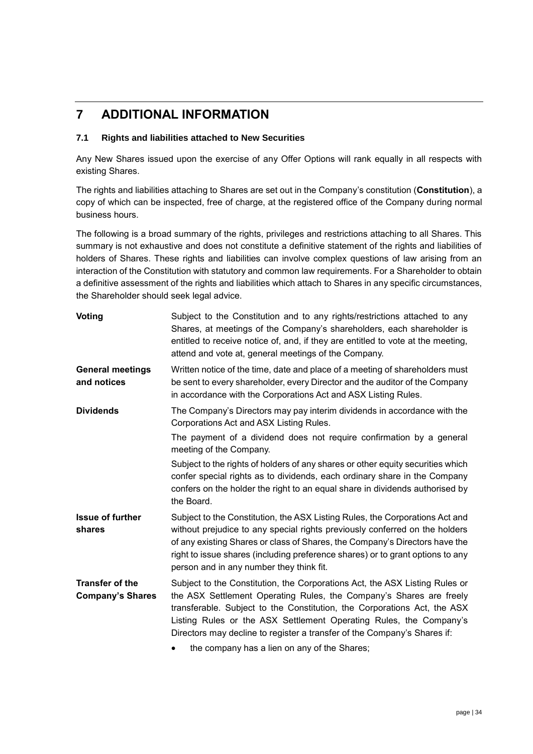# 7 ADDITIONAL INFORMATION

### 7.1 Rights and liabilities attached to New Securities

Any New Shares issued upon the exercise of any Offer Options will rank equally in all respects with existing Shares.

The rights and liabilities attaching to Shares are set out in the Company's constitution (**Constitution**), a copy of which can be inspected, free of charge, at the registered office of the Company during normal business hours.

The following is a broad summary of the rights, privileges and restrictions attaching to all Shares. This summary is not exhaustive and does not constitute a definitive statement of the rights and liabilities of holders of Shares. These rights and liabilities can involve complex questions of law arising from an interaction of the Constitution with statutory and common law requirements. For a Shareholder to obtain a definitive assessment of the rights and liabilities which attach to Shares in any specific circumstances, the Shareholder should seek legal advice.

| | |
|---|---|
| **Voting** | Subject to the Constitution and to any rights/restrictions attached to any Shares, at meetings of the Company's shareholders, each shareholder is entitled to receive notice of, and, if they are entitled to vote at the meeting, attend and vote at, general meetings of the Company. |
| **General meetings and notices** | Written notice of the time, date and place of a meeting of shareholders must be sent to every shareholder, every Director and the auditor of the Company in accordance with the Corporations Act and ASX Listing Rules. |
| **Dividends** | The Company's Directors may pay interim dividends in accordance with the Corporations Act and ASX Listing Rules.<br><br>The payment of a dividend does not require confirmation by a general meeting of the Company.<br><br>Subject to the rights of holders of any shares or other equity securities which confer special rights as to dividends, each ordinary share in the Company confers on the holder the right to an equal share in dividends authorised by the Board. |
| **Issue of further shares** | Subject to the Constitution, the ASX Listing Rules, the Corporations Act and without prejudice to any special rights previously conferred on the holders of any existing Shares or class of Shares, the Company's Directors have the right to issue shares (including preference shares) or to grant options to any person and in any number they think fit. |
| **Transfer of the Company's Shares** | Subject to the Constitution, the Corporations Act, the ASX Listing Rules or the ASX Settlement Operating Rules, the Company's Shares are freely transferable. Subject to the Constitution, the Corporations Act, the ASX Listing Rules or the ASX Settlement Operating Rules, the Company's Directors may decline to register a transfer of the Company's Shares if:<br><br>• the company has a lien on any of the Shares; |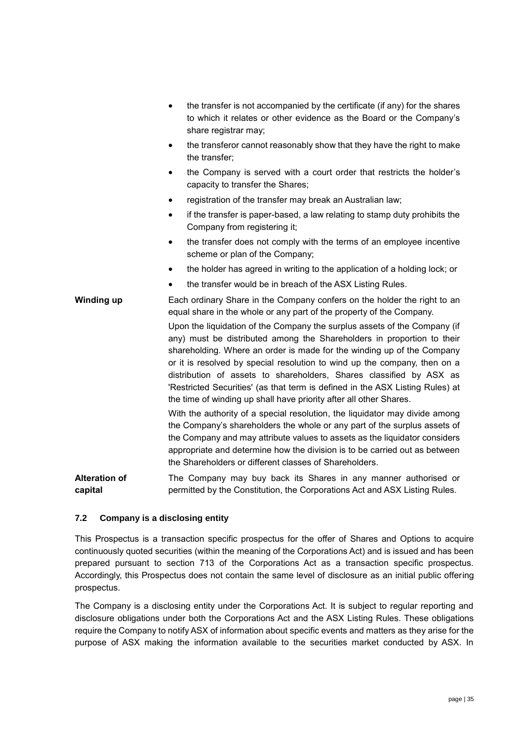| | |
|---|---|
| | - the transfer is not accompanied by the certificate (if any) for the shares to which it relates or other evidence as the Board or the Company's share registrar may;<br>- the transferor cannot reasonably show that they have the right to make the transfer;<br>- the Company is served with a court order that restricts the holder's capacity to transfer the Shares;<br>- registration of the transfer may break an Australian law;<br>- if the transfer is paper-based, a law relating to stamp duty prohibits the Company from registering it;<br>- the transfer does not comply with the terms of an employee incentive scheme or plan of the Company;<br>- the holder has agreed in writing to the application of a holding lock; or<br>- the transfer would be in breach of the ASX Listing Rules. |
| **Winding up** | Each ordinary Share in the Company confers on the holder the right to an equal share in the whole or any part of the property of the Company.<br><br>Upon the liquidation of the Company the surplus assets of the Company (if any) must be distributed among the Shareholders in proportion to their shareholding. Where an order is made for the winding up of the Company or it is resolved by special resolution to wind up the company, then on a distribution of assets to shareholders, Shares classified by ASX as 'Restricted Securities' (as that term is defined in the ASX Listing Rules) at the time of winding up shall have priority after all other Shares.<br><br>With the authority of a special resolution, the liquidator may divide among the Company's shareholders the whole or any part of the surplus assets of the Company and may attribute values to assets as the liquidator considers appropriate and determine how the division is to be carried out as between the Shareholders or different classes of Shareholders. |
| **Alteration of capital** | The Company may buy back its Shares in any manner authorised or permitted by the Constitution, the Corporations Act and ASX Listing Rules. |

### 7.2 Company is a disclosing entity

This Prospectus is a transaction specific prospectus for the offer of Shares and Options to acquire continuously quoted securities (within the meaning of the Corporations Act) and is issued and has been prepared pursuant to section 713 of the Corporations Act as a transaction specific prospectus. Accordingly, this Prospectus does not contain the same level of disclosure as an initial public offering prospectus.

The Company is a disclosing entity under the Corporations Act. It is subject to regular reporting and disclosure obligations under both the Corporations Act and the ASX Listing Rules. These obligations require the Company to notify ASX of information about specific events and matters as they arise for the purpose of ASX making the information available to the securities market conducted by ASX. In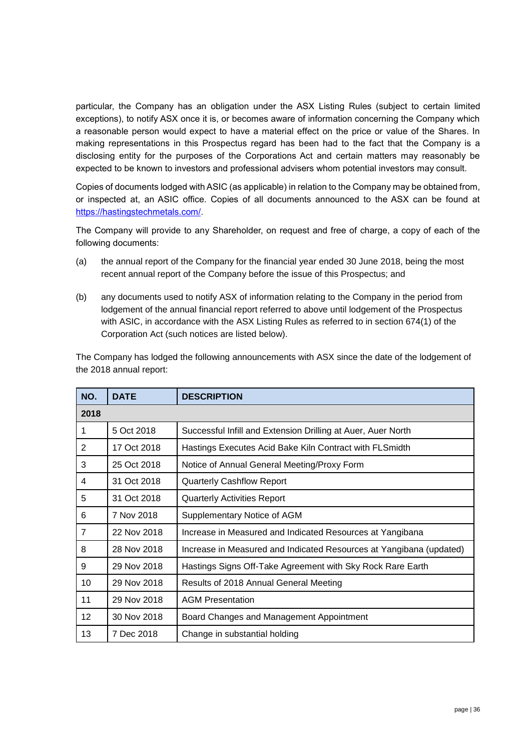particular, the Company has an obligation under the ASX Listing Rules (subject to certain limited exceptions), to notify ASX once it is, or becomes aware of information concerning the Company which a reasonable person would expect to have a material effect on the price or value of the Shares. In making representations in this Prospectus regard has been had to the fact that the Company is a disclosing entity for the purposes of the Corporations Act and certain matters may reasonably be expected to be known to investors and professional advisers whom potential investors may consult.

Copies of documents lodged with ASIC (as applicable) in relation to the Company may be obtained from, or inspected at, an ASIC office. Copies of all documents announced to the ASX can be found at https://hastingstechmetals.com/.

The Company will provide to any Shareholder, on request and free of charge, a copy of each of the following documents:

(a) the annual report of the Company for the financial year ended 30 June 2018, being the most recent annual report of the Company before the issue of this Prospectus; and

(b) any documents used to notify ASX of information relating to the Company in the period from lodgement of the annual financial report referred to above until lodgement of the Prospectus with ASIC, in accordance with the ASX Listing Rules as referred to in section 674(1) of the Corporation Act (such notices are listed below).

The Company has lodged the following announcements with ASX since the date of the lodgement of the 2018 annual report:

| NO. | DATE | DESCRIPTION |
|---|---|---|
| **2018** | | |
| 1 | 5 Oct 2018 | Successful Infill and Extension Drilling at Auer, Auer North |
| 2 | 17 Oct 2018 | Hastings Executes Acid Bake Kiln Contract with FLSmidth |
| 3 | 25 Oct 2018 | Notice of Annual General Meeting/Proxy Form |
| 4 | 31 Oct 2018 | Quarterly Cashflow Report |
| 5 | 31 Oct 2018 | Quarterly Activities Report |
| 6 | 7 Nov 2018 | Supplementary Notice of AGM |
| 7 | 22 Nov 2018 | Increase in Measured and Indicated Resources at Yangibana |
| 8 | 28 Nov 2018 | Increase in Measured and Indicated Resources at Yangibana (updated) |
| 9 | 29 Nov 2018 | Hastings Signs Off-Take Agreement with Sky Rock Rare Earth |
| 10 | 29 Nov 2018 | Results of 2018 Annual General Meeting |
| 11 | 29 Nov 2018 | AGM Presentation |
| 12 | 30 Nov 2018 | Board Changes and Management Appointment |
| 13 | 7 Dec 2018 | Change in substantial holding |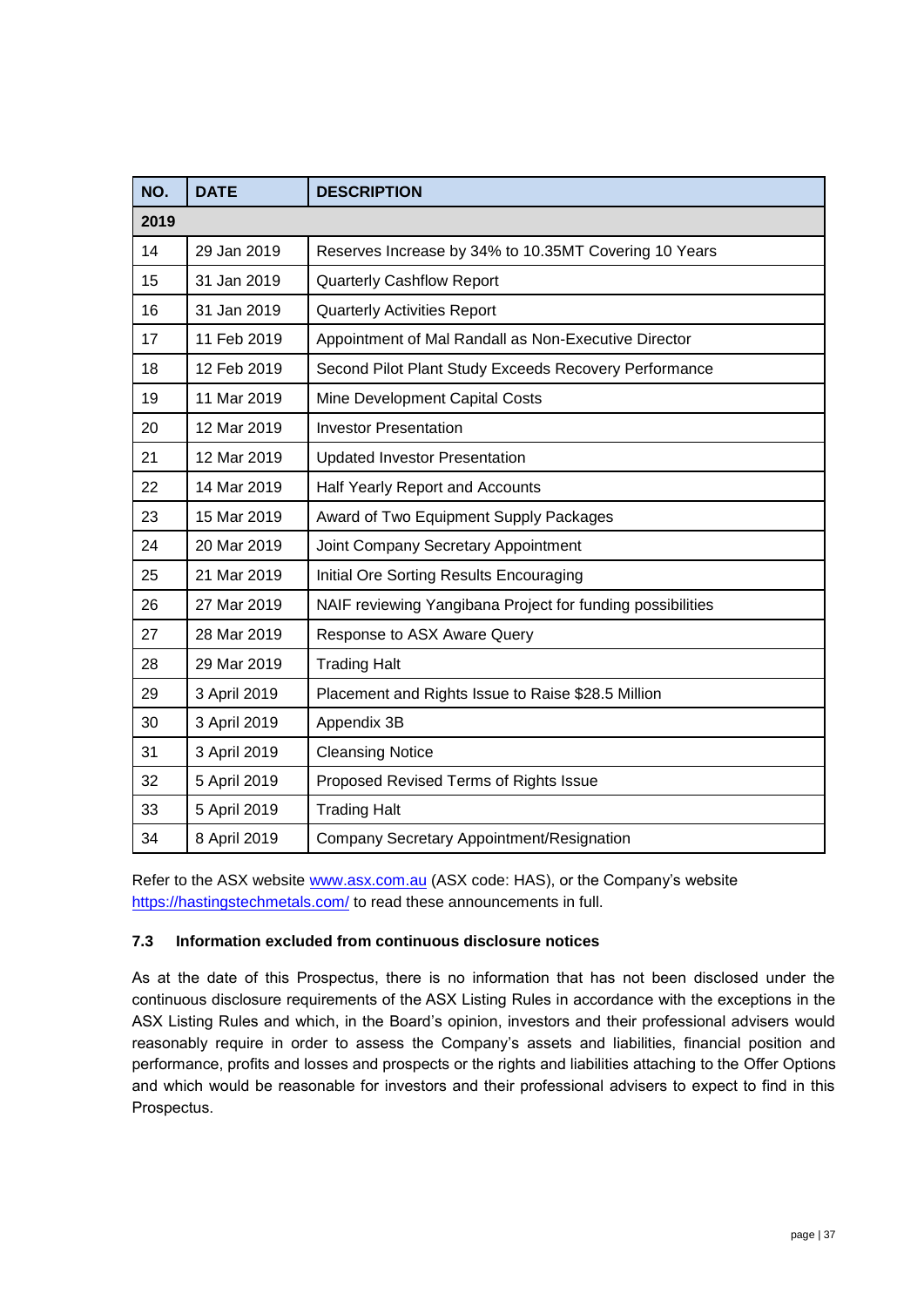| NO. | DATE | DESCRIPTION |
|---|---|---|
| **2019** | | |
| 14 | 29 Jan 2019 | Reserves Increase by 34% to 10.35MT Covering 10 Years |
| 15 | 31 Jan 2019 | Quarterly Cashflow Report |
| 16 | 31 Jan 2019 | Quarterly Activities Report |
| 17 | 11 Feb 2019 | Appointment of Mal Randall as Non-Executive Director |
| 18 | 12 Feb 2019 | Second Pilot Plant Study Exceeds Recovery Performance |
| 19 | 11 Mar 2019 | Mine Development Capital Costs |
| 20 | 12 Mar 2019 | Investor Presentation |
| 21 | 12 Mar 2019 | Updated Investor Presentation |
| 22 | 14 Mar 2019 | Half Yearly Report and Accounts |
| 23 | 15 Mar 2019 | Award of Two Equipment Supply Packages |
| 24 | 20 Mar 2019 | Joint Company Secretary Appointment |
| 25 | 21 Mar 2019 | Initial Ore Sorting Results Encouraging |
| 26 | 27 Mar 2019 | NAIF reviewing Yangibana Project for funding possibilities |
| 27 | 28 Mar 2019 | Response to ASX Aware Query |
| 28 | 29 Mar 2019 | Trading Halt |
| 29 | 3 April 2019 | Placement and Rights Issue to Raise $28.5 Million |
| 30 | 3 April 2019 | Appendix 3B |
| 31 | 3 April 2019 | Cleansing Notice |
| 32 | 5 April 2019 | Proposed Revised Terms of Rights Issue |
| 33 | 5 April 2019 | Trading Halt |
| 34 | 8 April 2019 | Company Secretary Appointment/Resignation |

Refer to the ASX website www.asx.com.au (ASX code: HAS), or the Company's website https://hastingstechmetals.com/ to read these announcements in full.

### 7.3 Information excluded from continuous disclosure notices

As at the date of this Prospectus, there is no information that has not been disclosed under the continuous disclosure requirements of the ASX Listing Rules in accordance with the exceptions in the ASX Listing Rules and which, in the Board's opinion, investors and their professional advisers would reasonably require in order to assess the Company's assets and liabilities, financial position and performance, profits and losses and prospects or the rights and liabilities attaching to the Offer Options and which would be reasonable for investors and their professional advisers to expect to find in this Prospectus.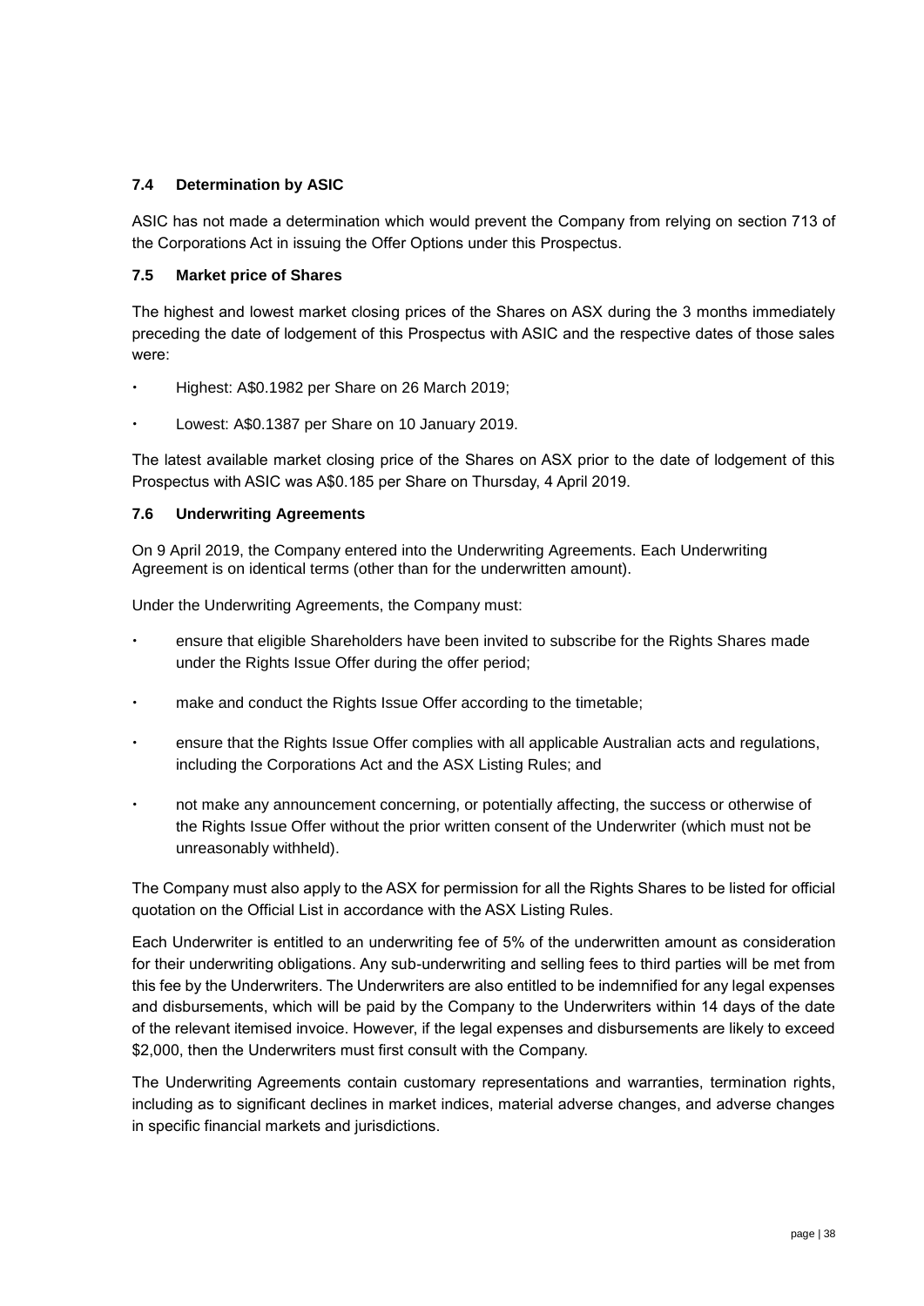### 7.4 Determination by ASIC

ASIC has not made a determination which would prevent the Company from relying on section 713 of the Corporations Act in issuing the Offer Options under this Prospectus.

### 7.5 Market price of Shares

The highest and lowest market closing prices of the Shares on ASX during the 3 months immediately preceding the date of lodgement of this Prospectus with ASIC and the respective dates of those sales were:

- Highest: A$0.1982 per Share on 26 March 2019;
- Lowest: A$0.1387 per Share on 10 January 2019.

The latest available market closing price of the Shares on ASX prior to the date of lodgement of this Prospectus with ASIC was A$0.185 per Share on Thursday, 4 April 2019.

### 7.6 Underwriting Agreements

On 9 April 2019, the Company entered into the Underwriting Agreements. Each Underwriting Agreement is on identical terms (other than for the underwritten amount).

Under the Underwriting Agreements, the Company must:

- ensure that eligible Shareholders have been invited to subscribe for the Rights Shares made under the Rights Issue Offer during the offer period;
- make and conduct the Rights Issue Offer according to the timetable;
- ensure that the Rights Issue Offer complies with all applicable Australian acts and regulations, including the Corporations Act and the ASX Listing Rules; and
- not make any announcement concerning, or potentially affecting, the success or otherwise of the Rights Issue Offer without the prior written consent of the Underwriter (which must not be unreasonably withheld).

The Company must also apply to the ASX for permission for all the Rights Shares to be listed for official quotation on the Official List in accordance with the ASX Listing Rules.

Each Underwriter is entitled to an underwriting fee of 5% of the underwritten amount as consideration for their underwriting obligations. Any sub-underwriting and selling fees to third parties will be met from this fee by the Underwriters. The Underwriters are also entitled to be indemnified for any legal expenses and disbursements, which will be paid by the Company to the Underwriters within 14 days of the date of the relevant itemised invoice. However, if the legal expenses and disbursements are likely to exceed $2,000, then the Underwriters must first consult with the Company.

The Underwriting Agreements contain customary representations and warranties, termination rights, including as to significant declines in market indices, material adverse changes, and adverse changes in specific financial markets and jurisdictions.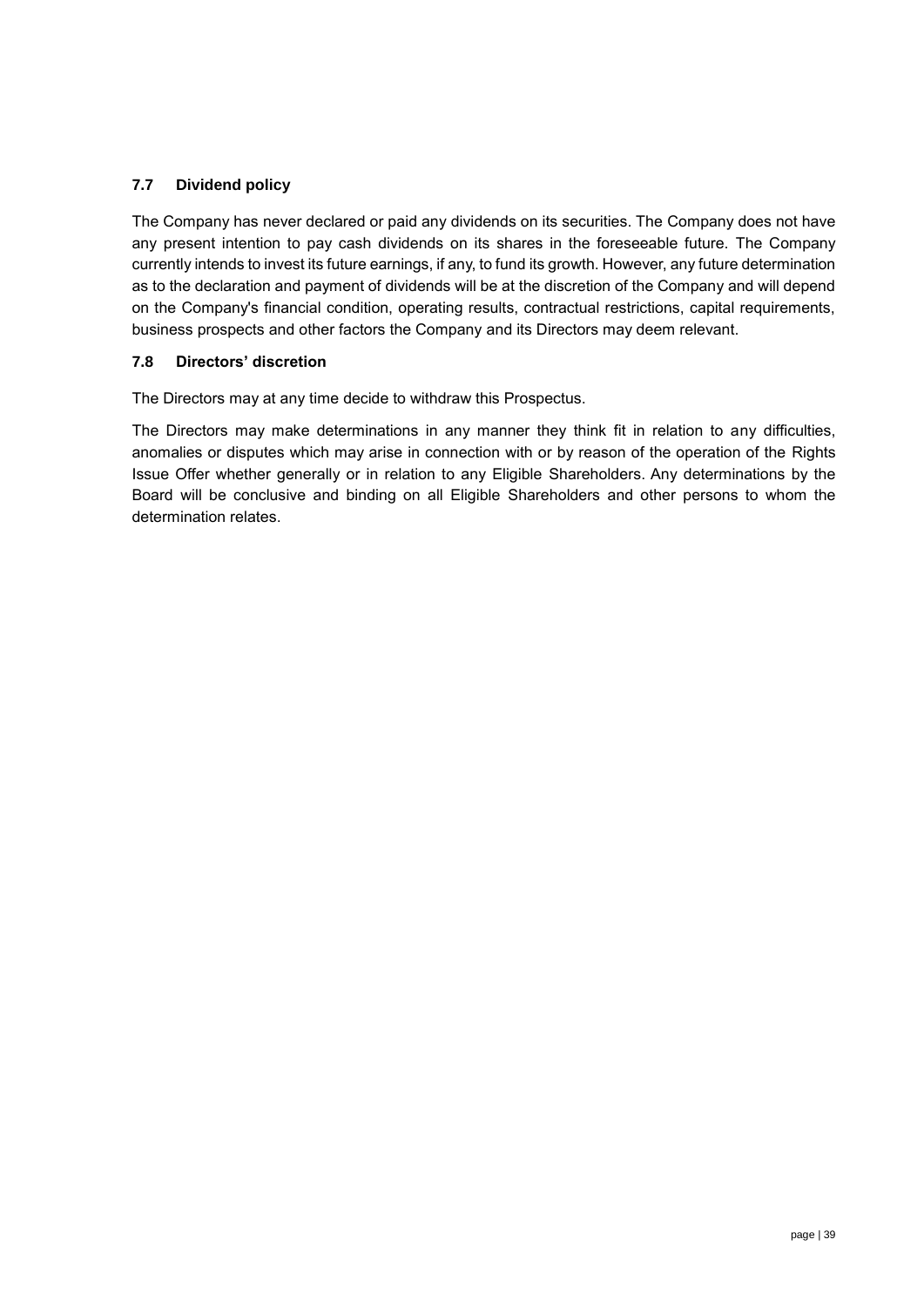### 7.7 Dividend policy

The Company has never declared or paid any dividends on its securities. The Company does not have any present intention to pay cash dividends on its shares in the foreseeable future. The Company currently intends to invest its future earnings, if any, to fund its growth. However, any future determination as to the declaration and payment of dividends will be at the discretion of the Company and will depend on the Company's financial condition, operating results, contractual restrictions, capital requirements, business prospects and other factors the Company and its Directors may deem relevant.

### 7.8 Directors' discretion

The Directors may at any time decide to withdraw this Prospectus.

The Directors may make determinations in any manner they think fit in relation to any difficulties, anomalies or disputes which may arise in connection with or by reason of the operation of the Rights Issue Offer whether generally or in relation to any Eligible Shareholders. Any determinations by the Board will be conclusive and binding on all Eligible Shareholders and other persons to whom the determination relates.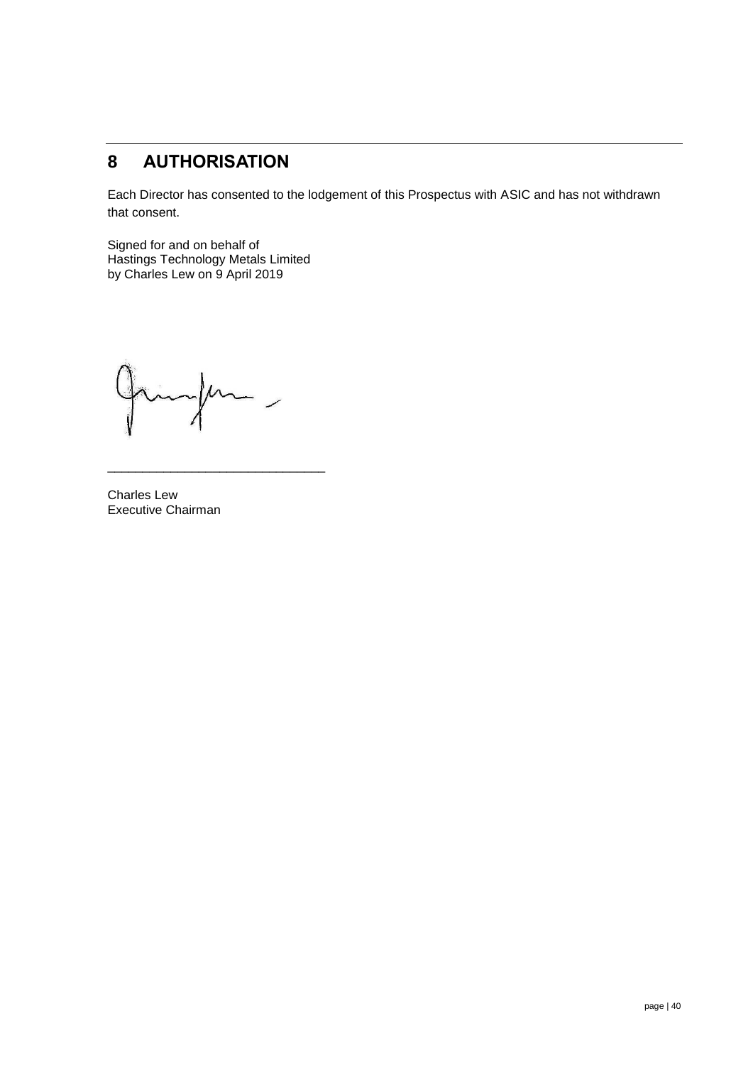# 8 AUTHORISATION

Each Director has consented to the lodgement of this Prospectus with ASIC and has not withdrawn that consent.

Signed for and on behalf of
Hastings Technology Metals Limited
by Charles Lew on 9 April 2019

_______________________________

Charles Lew
Executive Chairman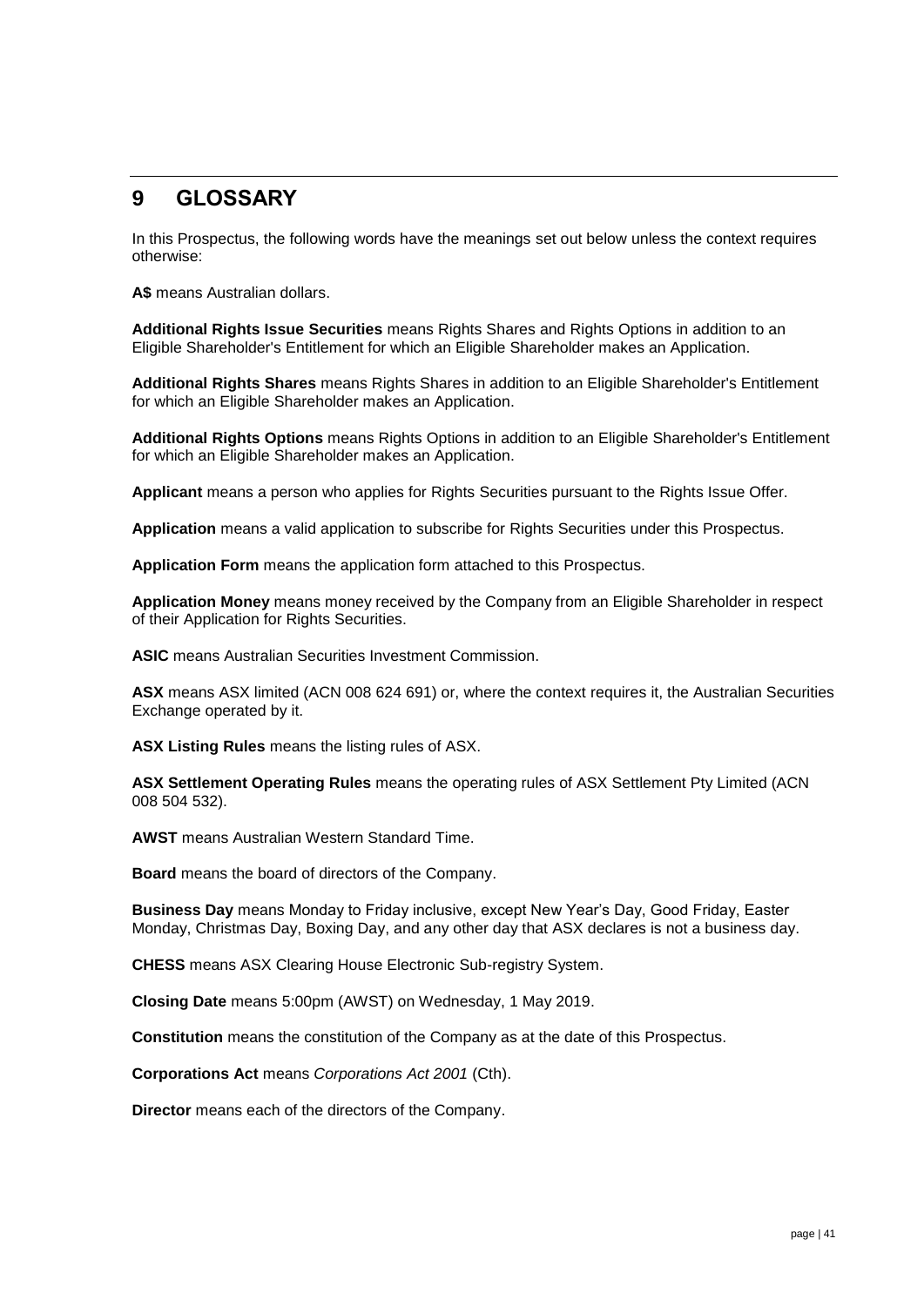## 9 GLOSSARY

In this Prospectus, the following words have the meanings set out below unless the context requires otherwise:

**A$** means Australian dollars.

**Additional Rights Issue Securities** means Rights Shares and Rights Options in addition to an Eligible Shareholder's Entitlement for which an Eligible Shareholder makes an Application.

**Additional Rights Shares** means Rights Shares in addition to an Eligible Shareholder's Entitlement for which an Eligible Shareholder makes an Application.

**Additional Rights Options** means Rights Options in addition to an Eligible Shareholder's Entitlement for which an Eligible Shareholder makes an Application.

**Applicant** means a person who applies for Rights Securities pursuant to the Rights Issue Offer.

**Application** means a valid application to subscribe for Rights Securities under this Prospectus.

**Application Form** means the application form attached to this Prospectus.

**Application Money** means money received by the Company from an Eligible Shareholder in respect of their Application for Rights Securities.

**ASIC** means Australian Securities Investment Commission.

**ASX** means ASX limited (ACN 008 624 691) or, where the context requires it, the Australian Securities Exchange operated by it.

**ASX Listing Rules** means the listing rules of ASX.

**ASX Settlement Operating Rules** means the operating rules of ASX Settlement Pty Limited (ACN 008 504 532).

**AWST** means Australian Western Standard Time.

**Board** means the board of directors of the Company.

**Business Day** means Monday to Friday inclusive, except New Year's Day, Good Friday, Easter Monday, Christmas Day, Boxing Day, and any other day that ASX declares is not a business day.

**CHESS** means ASX Clearing House Electronic Sub-registry System.

**Closing Date** means 5:00pm (AWST) on Wednesday, 1 May 2019.

**Constitution** means the constitution of the Company as at the date of this Prospectus.

**Corporations Act** means *Corporations Act 2001* (Cth).

**Director** means each of the directors of the Company.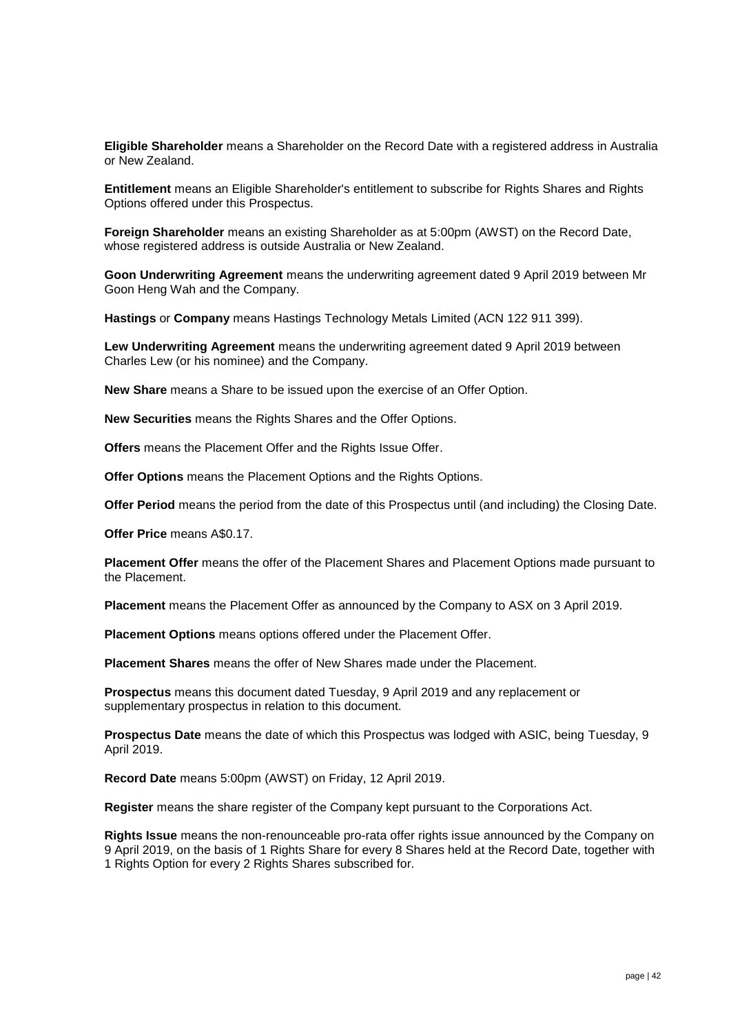**Eligible Shareholder** means a Shareholder on the Record Date with a registered address in Australia or New Zealand.

**Entitlement** means an Eligible Shareholder's entitlement to subscribe for Rights Shares and Rights Options offered under this Prospectus.

**Foreign Shareholder** means an existing Shareholder as at 5:00pm (AWST) on the Record Date, whose registered address is outside Australia or New Zealand.

**Goon Underwriting Agreement** means the underwriting agreement dated 9 April 2019 between Mr Goon Heng Wah and the Company.

**Hastings** or **Company** means Hastings Technology Metals Limited (ACN 122 911 399).

**Lew Underwriting Agreement** means the underwriting agreement dated 9 April 2019 between Charles Lew (or his nominee) and the Company.

**New Share** means a Share to be issued upon the exercise of an Offer Option.

**New Securities** means the Rights Shares and the Offer Options.

**Offers** means the Placement Offer and the Rights Issue Offer.

**Offer Options** means the Placement Options and the Rights Options.

**Offer Period** means the period from the date of this Prospectus until (and including) the Closing Date.

**Offer Price** means A$0.17.

**Placement Offer** means the offer of the Placement Shares and Placement Options made pursuant to the Placement.

**Placement** means the Placement Offer as announced by the Company to ASX on 3 April 2019.

**Placement Options** means options offered under the Placement Offer.

**Placement Shares** means the offer of New Shares made under the Placement.

**Prospectus** means this document dated Tuesday, 9 April 2019 and any replacement or supplementary prospectus in relation to this document.

**Prospectus Date** means the date of which this Prospectus was lodged with ASIC, being Tuesday, 9 April 2019.

**Record Date** means 5:00pm (AWST) on Friday, 12 April 2019.

**Register** means the share register of the Company kept pursuant to the Corporations Act.

**Rights Issue** means the non-renounceable pro-rata offer rights issue announced by the Company on 9 April 2019, on the basis of 1 Rights Share for every 8 Shares held at the Record Date, together with 1 Rights Option for every 2 Rights Shares subscribed for.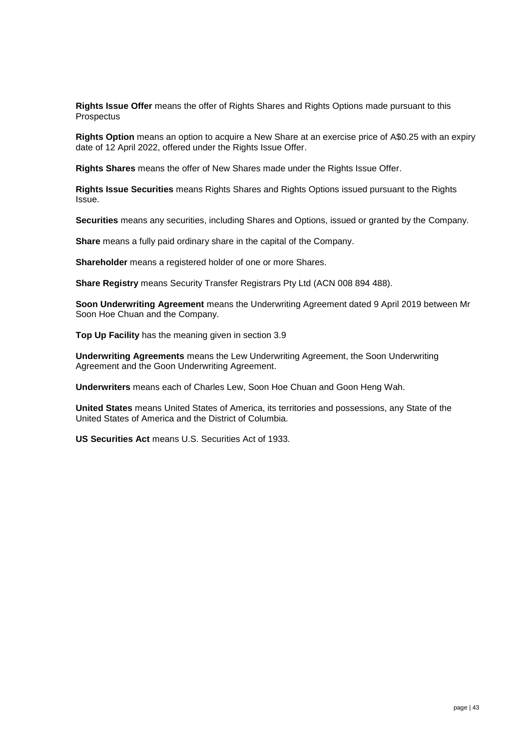**Rights Issue Offer** means the offer of Rights Shares and Rights Options made pursuant to this Prospectus

**Rights Option** means an option to acquire a New Share at an exercise price of A$0.25 with an expiry date of 12 April 2022, offered under the Rights Issue Offer.

**Rights Shares** means the offer of New Shares made under the Rights Issue Offer.

**Rights Issue Securities** means Rights Shares and Rights Options issued pursuant to the Rights Issue.

**Securities** means any securities, including Shares and Options, issued or granted by the Company.

**Share** means a fully paid ordinary share in the capital of the Company.

**Shareholder** means a registered holder of one or more Shares.

**Share Registry** means Security Transfer Registrars Pty Ltd (ACN 008 894 488).

**Soon Underwriting Agreement** means the Underwriting Agreement dated 9 April 2019 between Mr Soon Hoe Chuan and the Company.

**Top Up Facility** has the meaning given in section 3.9

**Underwriting Agreements** means the Lew Underwriting Agreement, the Soon Underwriting Agreement and the Goon Underwriting Agreement.

**Underwriters** means each of Charles Lew, Soon Hoe Chuan and Goon Heng Wah.

**United States** means United States of America, its territories and possessions, any State of the United States of America and the District of Columbia.

**US Securities Act** means U.S. Securities Act of 1933.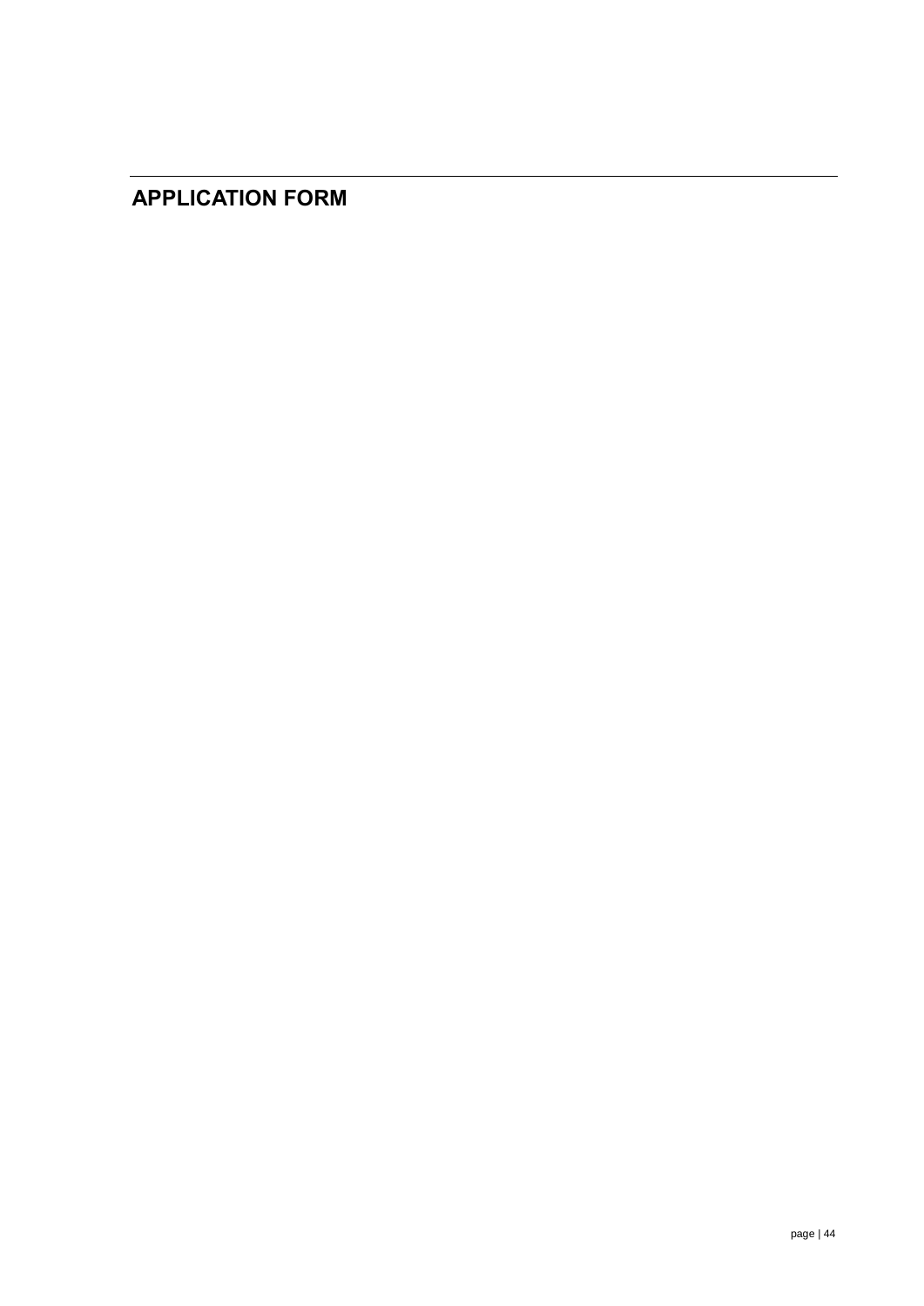# APPLICATION FORM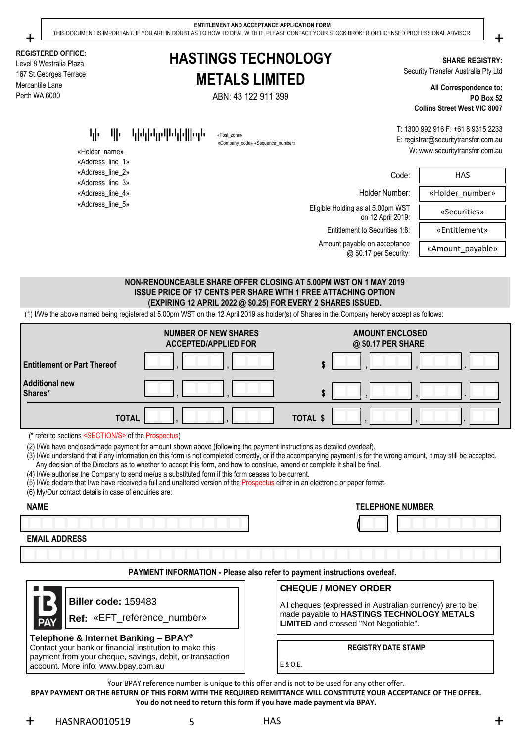**ENTITLEMENT AND ACCEPTANCE APPLICATION FORM**

THIS DOCUMENT IS IMPORTANT. IF YOU ARE IN DOUBT AS TO HOW TO DEAL WITH IT, PLEASE CONTACT YOUR STOCK BROKER OR LICENSED PROFESSIONAL ADVISOR.

**REGISTERED OFFICE:**
Level 8 Westralia Plaza
167 St Georges Terrace
Mercantile Lane
Perth WA 6000

# HASTINGS TECHNOLOGY METALS LIMITED

ABN: 43 122 911 399

**SHARE REGISTRY:**
Security Transfer Australia Pty Ltd

**All Correspondence to:**
**PO Box 52**
**Collins Street West VIC 8007**

T: 1300 992 916 F: +61 8 9315 2233
E: registrar@securitytransfer.com.au
W: www.securitytransfer.com.au

«Post_zone»
«Company_code» «Sequence_number»

«Holder_name»
«Address_line_1»
«Address_line_2»
«Address_line_3»
«Address_line_4»
«Address_line_5»

| | |
|---|---|
| Code: | HAS |
| Holder Number: | «Holder_number» |
| Eligible Holding as at 5.00pm WST on 12 April 2019: | «Securities» |
| Entitlement to Securities 1:8: | «Entitlement» |
| Amount payable on acceptance @ $0.17 per Security: | «Amount_payable» |

**NON-RENOUNCEABLE SHARE OFFER CLOSING AT 5.00PM WST ON 1 MAY 2019**
**ISSUE PRICE OF 17 CENTS PER SHARE WITH 1 FREE ATTACHING OPTION**
**(EXPIRING 12 APRIL 2022 @ $0.25) FOR EVERY 2 SHARES ISSUED.**

(1) I/We the above named being registered at 5.00pm WST on the 12 April 2019 as holder(s) of Shares in the Company hereby accept as follows:

| | NUMBER OF NEW SHARES ACCEPTED/APPLIED FOR | AMOUNT ENCLOSED @ $0.17 PER SHARE |
|---|---|---|
| **Entitlement or Part Thereof** | , , | $ , , . |
| **Additional new Shares*** | , , | $ , , . |
| **TOTAL** | , , | **TOTAL $** , , . |

(* refer to sections <SECTION/S> of the Prospectus)

(2) I/We have enclosed/made payment for amount shown above (following the payment instructions as detailed overleaf).
(3) I/We understand that if any information on this form is not completed correctly, or if the accompanying payment is for the wrong amount, it may still be accepted. Any decision of the Directors as to whether to accept this form, and how to construe, amend or complete it shall be final.
(4) I/We authorise the Company to send me/us a substituted form if this form ceases to be current.
(5) I/We declare that I/we have received a full and unaltered version of the Prospectus either in an electronic or paper format.
(6) My/Our contact details in case of enquiries are:

**NAME**

**TELEPHONE NUMBER**

**EMAIL ADDRESS**

**PAYMENT INFORMATION - Please also refer to payment instructions overleaf.**

**Biller code:** 159483
**Ref:** «EFT_reference_number»

**Telephone & Internet Banking – BPAY®**
Contact your bank or financial institution to make this payment from your cheque, savings, debit, or transaction account. More info: www.bpay.com.au

**CHEQUE / MONEY ORDER**

All cheques (expressed in Australian currency) are to be made payable to **HASTINGS TECHNOLOGY METALS LIMITED** and crossed "Not Negotiable".

**REGISTRY DATE STAMP**

E & O.E.

Your BPAY reference number is unique to this offer and is not to be used for any other offer.
**BPAY PAYMENT OR THE RETURN OF THIS FORM WITH THE REQUIRED REMITTANCE WILL CONSTITUTE YOUR ACCEPTANCE OF THE OFFER.**
**You do not need to return this form if you have made payment via BPAY.**

HASNRAO010519 5 HAS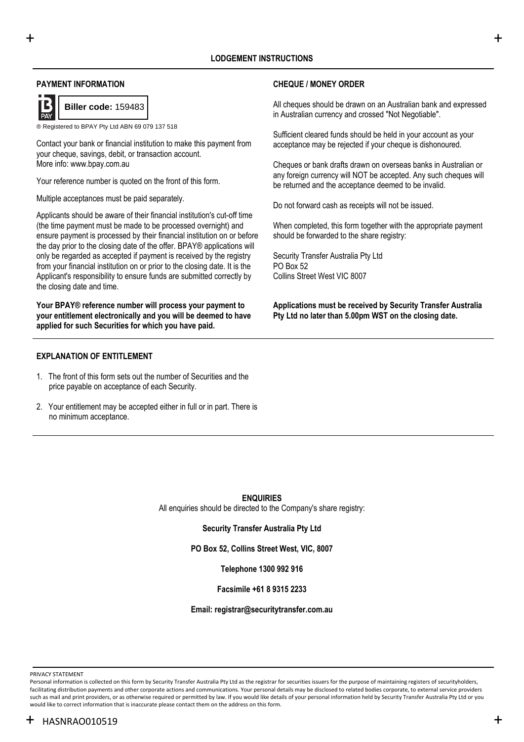## LODGEMENT INSTRUCTIONS

### PAYMENT INFORMATION

**Biller code:** 159483

® Registered to BPAY Pty Ltd ABN 69 079 137 518

Contact your bank or financial institution to make this payment from your cheque, savings, debit, or transaction account.
More info: www.bpay.com.au

Your reference number is quoted on the front of this form.

Multiple acceptances must be paid separately.

Applicants should be aware of their financial institution's cut-off time (the time payment must be made to be processed overnight) and ensure payment is processed by their financial institution on or before the day prior to the closing date of the offer. BPAY® applications will only be regarded as accepted if payment is received by the registry from your financial institution on or prior to the closing date. It is the Applicant's responsibility to ensure funds are submitted correctly by the closing date and time.

**Your BPAY® reference number will process your payment to your entitlement electronically and you will be deemed to have applied for such Securities for which you have paid.**

### CHEQUE / MONEY ORDER

All cheques should be drawn on an Australian bank and expressed in Australian currency and crossed "Not Negotiable".

Sufficient cleared funds should be held in your account as your acceptance may be rejected if your cheque is dishonoured.

Cheques or bank drafts drawn on overseas banks in Australian or any foreign currency will NOT be accepted. Any such cheques will be returned and the acceptance deemed to be invalid.

Do not forward cash as receipts will not be issued.

When completed, this form together with the appropriate payment should be forwarded to the share registry:

Security Transfer Australia Pty Ltd
PO Box 52
Collins Street West VIC 8007

**Applications must be received by Security Transfer Australia Pty Ltd no later than 5.00pm WST on the closing date.**

### EXPLANATION OF ENTITLEMENT

1. The front of this form sets out the number of Securities and the price payable on acceptance of each Security.
2. Your entitlement may be accepted either in full or in part. There is no minimum acceptance.

### ENQUIRIES

All enquiries should be directed to the Company's share registry:

**Security Transfer Australia Pty Ltd**

**PO Box 52, Collins Street West, VIC, 8007**

**Telephone 1300 992 916**

**Facsimile +61 8 9315 2233**

**Email: registrar@securitytransfer.com.au**

PRIVACY STATEMENT
Personal information is collected on this form by Security Transfer Australia Pty Ltd as the registrar for securities issuers for the purpose of maintaining registers of securityholders, facilitating distribution payments and other corporate actions and communications. Your personal details may be disclosed to related bodies corporate, to external service providers such as mail and print providers, or as otherwise required or permitted by law. If you would like details of your personal information held by Security Transfer Australia Pty Ltd or you would like to correct information that is inaccurate please contact them on the address on this form.

HASNRAO010519